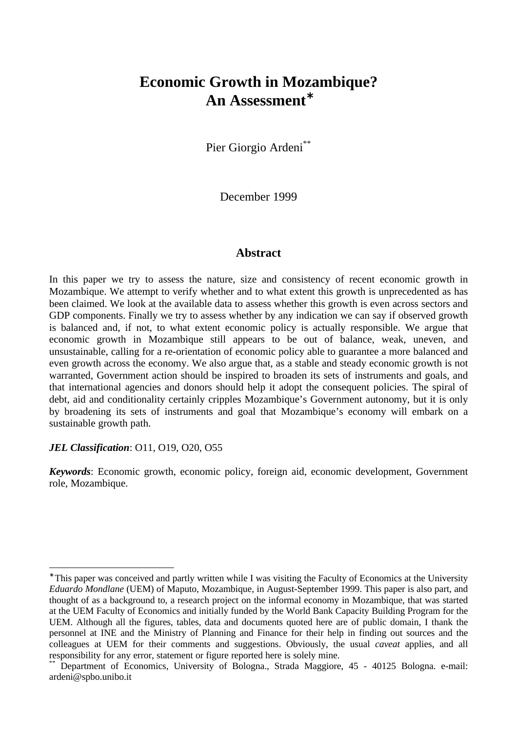# Economic Growth in Mozambique? An Assessment[*]

Pier Giorgio Ardeni[**]

December 1999

## Abstract

In this paper we try to assess the nature, size and consistency of recent economic growth in Mozambique. We attempt to verify whether and to what extent this growth is unprecedented as has been claimed. We look at the available data to assess whether this growth is even across sectors and GDP components. Finally we try to assess whether by any indication we can say if observed growth is balanced and, if not, to what extent economic policy is actually responsible. We argue that economic growth in Mozambique still appears to be out of balance, weak, uneven, and unsustainable, calling for a re-orientation of economic policy able to guarantee a more balanced and even growth across the economy. We also argue that, as a stable and steady economic growth is not warranted, Government action should be inspired to broaden its sets of instruments and goals, and that international agencies and donors should help it adopt the consequent policies. The spiral of debt, aid and conditionality certainly cripples Mozambique's Government autonomy, but it is only by broadening its sets of instruments and goal that Mozambique's economy will embark on a sustainable growth path.

***JEL Classification***: O11, O19, O20, O55

***Keywords***: Economic growth, economic policy, foreign aid, economic development, Government role, Mozambique.

---

[*] This paper was conceived and partly written while I was visiting the Faculty of Economics at the University *Eduardo Mondlane* (UEM) of Maputo, Mozambique, in August-September 1999. This paper is also part, and thought of as a background to, a research project on the informal economy in Mozambique, that was started at the UEM Faculty of Economics and initially funded by the World Bank Capacity Building Program for the UEM. Although all the figures, tables, data and documents quoted here are of public domain, I thank the personnel at INE and the Ministry of Planning and Finance for their help in finding out sources and the colleagues at UEM for their comments and suggestions. Obviously, the usual *caveat* applies, and all responsibility for any error, statement or figure reported here is solely mine.

[**] Department of Economics, University of Bologna., Strada Maggiore, 45 - 40125 Bologna. e-mail: ardeni@spbo.unibo.it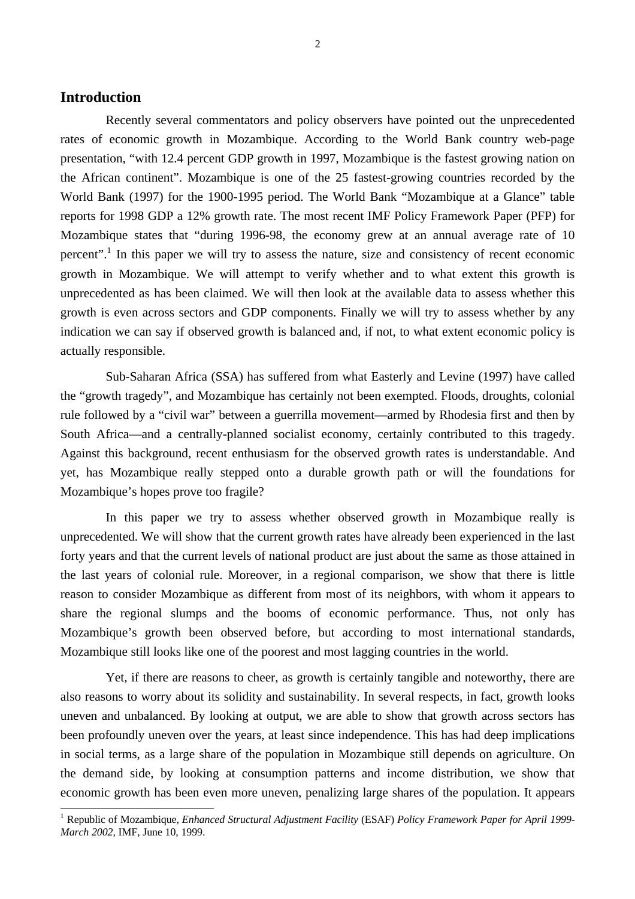## Introduction

Recently several commentators and policy observers have pointed out the unprecedented rates of economic growth in Mozambique. According to the World Bank country web-page presentation, "with 12.4 percent GDP growth in 1997, Mozambique is the fastest growing nation on the African continent". Mozambique is one of the 25 fastest-growing countries recorded by the World Bank (1997) for the 1900-1995 period. The World Bank "Mozambique at a Glance" table reports for 1998 GDP a 12% growth rate. The most recent IMF Policy Framework Paper (PFP) for Mozambique states that "during 1996-98, the economy grew at an annual average rate of 10 percent".[1] In this paper we will try to assess the nature, size and consistency of recent economic growth in Mozambique. We will attempt to verify whether and to what extent this growth is unprecedented as has been claimed. We will then look at the available data to assess whether this growth is even across sectors and GDP components. Finally we will try to assess whether by any indication we can say if observed growth is balanced and, if not, to what extent economic policy is actually responsible.

Sub-Saharan Africa (SSA) has suffered from what Easterly and Levine (1997) have called the "growth tragedy", and Mozambique has certainly not been exempted. Floods, droughts, colonial rule followed by a "civil war" between a guerrilla movement—armed by Rhodesia first and then by South Africa—and a centrally-planned socialist economy, certainly contributed to this tragedy. Against this background, recent enthusiasm for the observed growth rates is understandable. And yet, has Mozambique really stepped onto a durable growth path or will the foundations for Mozambique's hopes prove too fragile?

In this paper we try to assess whether observed growth in Mozambique really is unprecedented. We will show that the current growth rates have already been experienced in the last forty years and that the current levels of national product are just about the same as those attained in the last years of colonial rule. Moreover, in a regional comparison, we show that there is little reason to consider Mozambique as different from most of its neighbors, with whom it appears to share the regional slumps and the booms of economic performance. Thus, not only has Mozambique's growth been observed before, but according to most international standards, Mozambique still looks like one of the poorest and most lagging countries in the world.

Yet, if there are reasons to cheer, as growth is certainly tangible and noteworthy, there are also reasons to worry about its solidity and sustainability. In several respects, in fact, growth looks uneven and unbalanced. By looking at output, we are able to show that growth across sectors has been profoundly uneven over the years, at least since independence. This has had deep implications in social terms, as a large share of the population in Mozambique still depends on agriculture. On the demand side, by looking at consumption patterns and income distribution, we show that economic growth has been even more uneven, penalizing large shares of the population. It appears

[1] Republic of Mozambique, *Enhanced Structural Adjustment Facility* (ESAF) *Policy Framework Paper for April 1999-March 2002*, IMF, June 10, 1999.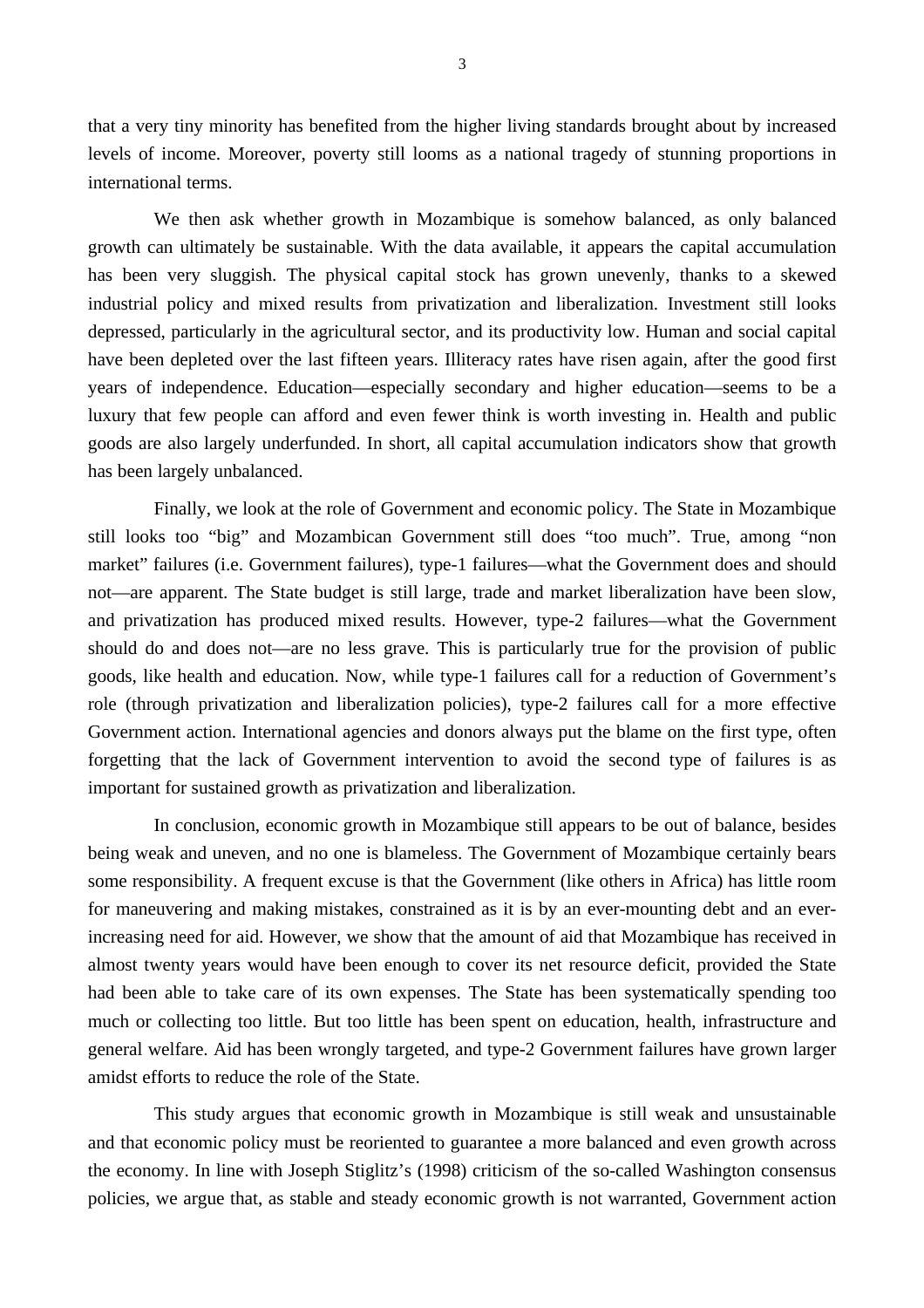that a very tiny minority has benefited from the higher living standards brought about by increased levels of income. Moreover, poverty still looms as a national tragedy of stunning proportions in international terms.

We then ask whether growth in Mozambique is somehow balanced, as only balanced growth can ultimately be sustainable. With the data available, it appears the capital accumulation has been very sluggish. The physical capital stock has grown unevenly, thanks to a skewed industrial policy and mixed results from privatization and liberalization. Investment still looks depressed, particularly in the agricultural sector, and its productivity low. Human and social capital have been depleted over the last fifteen years. Illiteracy rates have risen again, after the good first years of independence. Education—especially secondary and higher education—seems to be a luxury that few people can afford and even fewer think is worth investing in. Health and public goods are also largely underfunded. In short, all capital accumulation indicators show that growth has been largely unbalanced.

Finally, we look at the role of Government and economic policy. The State in Mozambique still looks too "big" and Mozambican Government still does "too much". True, among "non market" failures (i.e. Government failures), type-1 failures—what the Government does and should not—are apparent. The State budget is still large, trade and market liberalization have been slow, and privatization has produced mixed results. However, type-2 failures—what the Government should do and does not—are no less grave. This is particularly true for the provision of public goods, like health and education. Now, while type-1 failures call for a reduction of Government's role (through privatization and liberalization policies), type-2 failures call for a more effective Government action. International agencies and donors always put the blame on the first type, often forgetting that the lack of Government intervention to avoid the second type of failures is as important for sustained growth as privatization and liberalization.

In conclusion, economic growth in Mozambique still appears to be out of balance, besides being weak and uneven, and no one is blameless. The Government of Mozambique certainly bears some responsibility. A frequent excuse is that the Government (like others in Africa) has little room for maneuvering and making mistakes, constrained as it is by an ever-mounting debt and an ever-increasing need for aid. However, we show that the amount of aid that Mozambique has received in almost twenty years would have been enough to cover its net resource deficit, provided the State had been able to take care of its own expenses. The State has been systematically spending too much or collecting too little. But too little has been spent on education, health, infrastructure and general welfare. Aid has been wrongly targeted, and type-2 Government failures have grown larger amidst efforts to reduce the role of the State.

This study argues that economic growth in Mozambique is still weak and unsustainable and that economic policy must be reoriented to guarantee a more balanced and even growth across the economy. In line with Joseph Stiglitz's (1998) criticism of the so-called Washington consensus policies, we argue that, as stable and steady economic growth is not warranted, Government action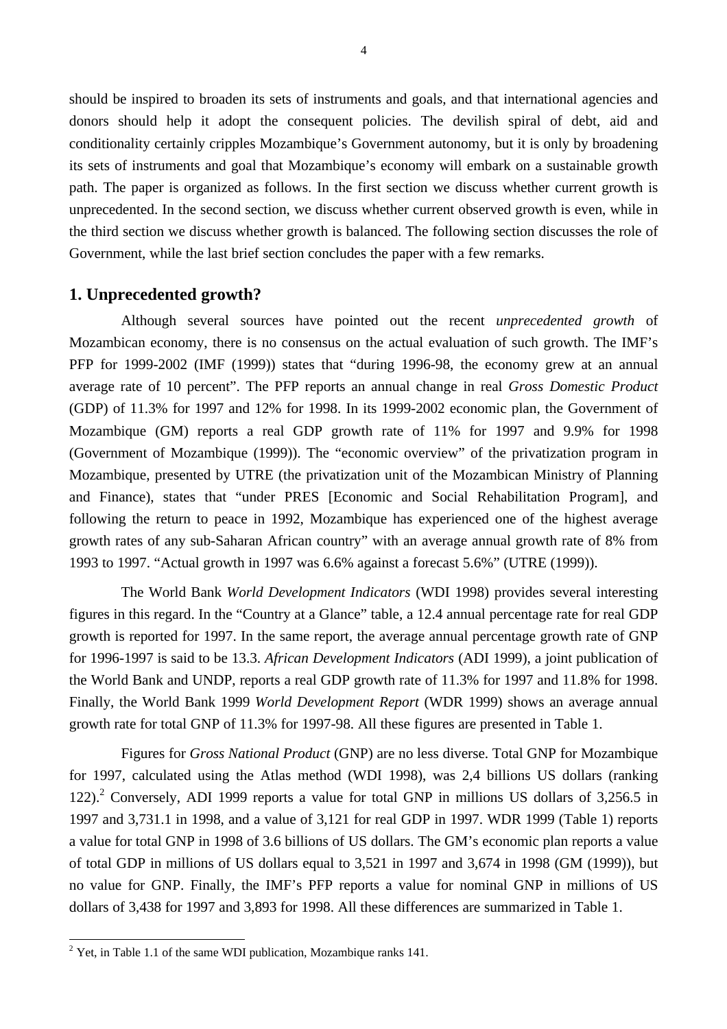should be inspired to broaden its sets of instruments and goals, and that international agencies and donors should help it adopt the consequent policies. The devilish spiral of debt, aid and conditionality certainly cripples Mozambique's Government autonomy, but it is only by broadening its sets of instruments and goal that Mozambique's economy will embark on a sustainable growth path. The paper is organized as follows. In the first section we discuss whether current growth is unprecedented. In the second section, we discuss whether current observed growth is even, while in the third section we discuss whether growth is balanced. The following section discusses the role of Government, while the last brief section concludes the paper with a few remarks.

## 1. Unprecedented growth?

Although several sources have pointed out the recent *unprecedented growth* of Mozambican economy, there is no consensus on the actual evaluation of such growth. The IMF's PFP for 1999-2002 (IMF (1999)) states that "during 1996-98, the economy grew at an annual average rate of 10 percent". The PFP reports an annual change in real *Gross Domestic Product* (GDP) of 11.3% for 1997 and 12% for 1998. In its 1999-2002 economic plan, the Government of Mozambique (GM) reports a real GDP growth rate of 11% for 1997 and 9.9% for 1998 (Government of Mozambique (1999)). The "economic overview" of the privatization program in Mozambique, presented by UTRE (the privatization unit of the Mozambican Ministry of Planning and Finance), states that "under PRES [Economic and Social Rehabilitation Program], and following the return to peace in 1992, Mozambique has experienced one of the highest average growth rates of any sub-Saharan African country" with an average annual growth rate of 8% from 1993 to 1997. "Actual growth in 1997 was 6.6% against a forecast 5.6%" (UTRE (1999)).

The World Bank *World Development Indicators* (WDI 1998) provides several interesting figures in this regard. In the "Country at a Glance" table, a 12.4 annual percentage rate for real GDP growth is reported for 1997. In the same report, the average annual percentage growth rate of GNP for 1996-1997 is said to be 13.3. *African Development Indicators* (ADI 1999), a joint publication of the World Bank and UNDP, reports a real GDP growth rate of 11.3% for 1997 and 11.8% for 1998. Finally, the World Bank 1999 *World Development Report* (WDR 1999) shows an average annual growth rate for total GNP of 11.3% for 1997-98. All these figures are presented in Table 1.

Figures for *Gross National Product* (GNP) are no less diverse. Total GNP for Mozambique for 1997, calculated using the Atlas method (WDI 1998), was 2,4 billions US dollars (ranking 122).[2] Conversely, ADI 1999 reports a value for total GNP in millions US dollars of 3,256.5 in 1997 and 3,731.1 in 1998, and a value of 3,121 for real GDP in 1997. WDR 1999 (Table 1) reports a value for total GNP in 1998 of 3.6 billions of US dollars. The GM's economic plan reports a value of total GDP in millions of US dollars equal to 3,521 in 1997 and 3,674 in 1998 (GM (1999)), but no value for GNP. Finally, the IMF's PFP reports a value for nominal GNP in millions of US dollars of 3,438 for 1997 and 3,893 for 1998. All these differences are summarized in Table 1.

[2] Yet, in Table 1.1 of the same WDI publication, Mozambique ranks 141.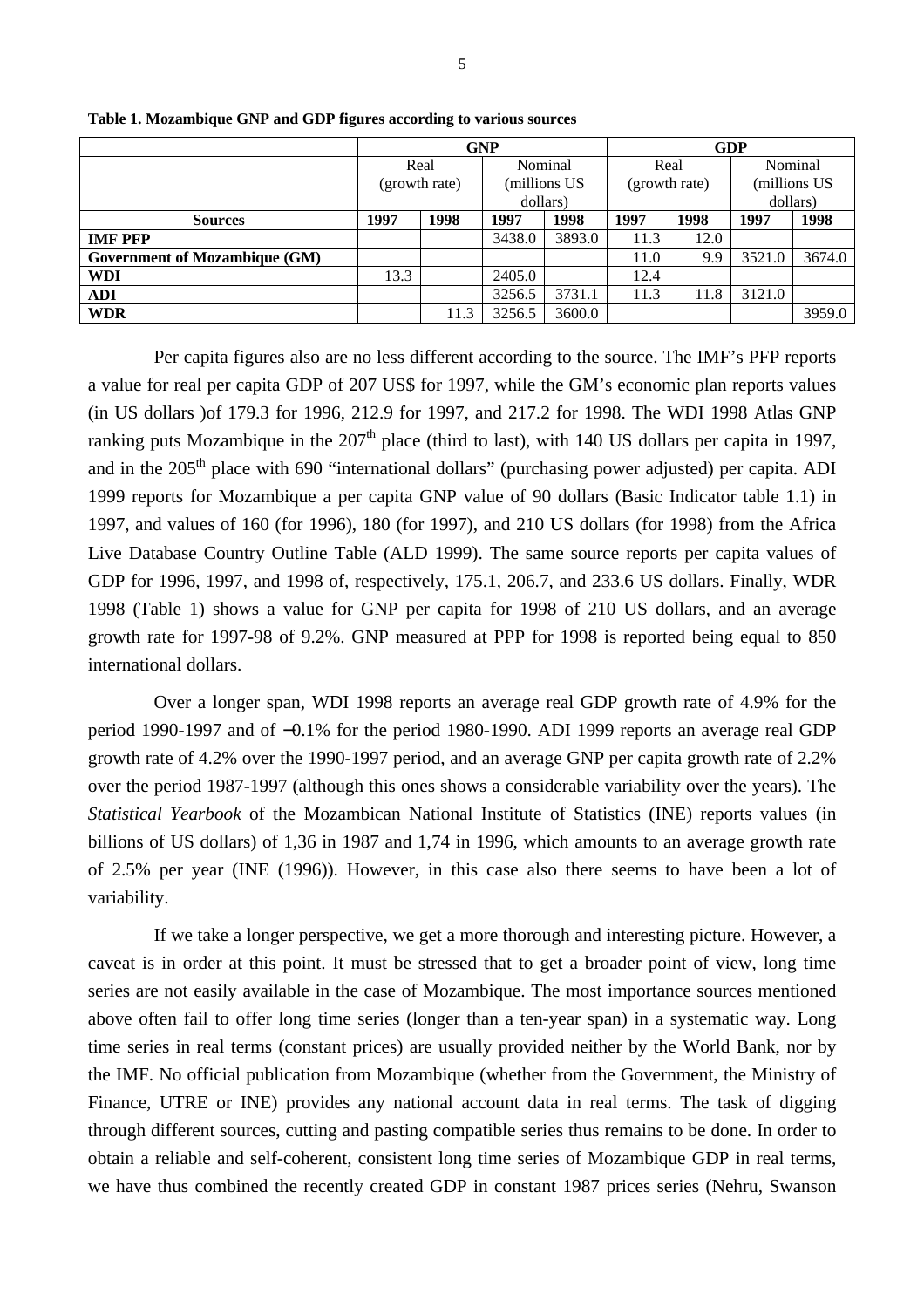**Table 1. Mozambique GNP and GDP figures according to various sources**

| | GNP | | | | GDP | | | |
|---|---|---|---|---|---|---|---|---|
| | Real (growth rate) | | Nominal (millions US dollars) | | Real (growth rate) | | Nominal (millions US dollars) | |
| **Sources** | **1997** | **1998** | **1997** | **1998** | **1997** | **1998** | **1997** | **1998** |
| **IMF PFP** | | | 3438.0 | 3893.0 | 11.3 | 12.0 | | |
| **Government of Mozambique (GM)** | | | | | 11.0 | 9.9 | 3521.0 | 3674.0 |
| **WDI** | 13.3 | | 2405.0 | | 12.4 | | | |
| **ADI** | | | 3256.5 | 3731.1 | 11.3 | 11.8 | 3121.0 | |
| **WDR** | | 11.3 | 3256.5 | 3600.0 | | | | 3959.0 |

Per capita figures also are no less different according to the source. The IMF's PFP reports a value for real per capita GDP of 207 US$ for 1997, while the GM's economic plan reports values (in US dollars )of 179.3 for 1996, 212.9 for 1997, and 217.2 for 1998. The WDI 1998 Atlas GNP ranking puts Mozambique in the 207th place (third to last), with 140 US dollars per capita in 1997, and in the 205th place with 690 "international dollars" (purchasing power adjusted) per capita. ADI 1999 reports for Mozambique a per capita GNP value of 90 dollars (Basic Indicator table 1.1) in 1997, and values of 160 (for 1996), 180 (for 1997), and 210 US dollars (for 1998) from the Africa Live Database Country Outline Table (ALD 1999). The same source reports per capita values of GDP for 1996, 1997, and 1998 of, respectively, 175.1, 206.7, and 233.6 US dollars. Finally, WDR 1998 (Table 1) shows a value for GNP per capita for 1998 of 210 US dollars, and an average growth rate for 1997-98 of 9.2%. GNP measured at PPP for 1998 is reported being equal to 850 international dollars.

Over a longer span, WDI 1998 reports an average real GDP growth rate of 4.9% for the period 1990-1997 and of −0.1% for the period 1980-1990. ADI 1999 reports an average real GDP growth rate of 4.2% over the 1990-1997 period, and an average GNP per capita growth rate of 2.2% over the period 1987-1997 (although this ones shows a considerable variability over the years). The *Statistical Yearbook* of the Mozambican National Institute of Statistics (INE) reports values (in billions of US dollars) of 1,36 in 1987 and 1,74 in 1996, which amounts to an average growth rate of 2.5% per year (INE (1996)). However, in this case also there seems to have been a lot of variability.

If we take a longer perspective, we get a more thorough and interesting picture. However, a caveat is in order at this point. It must be stressed that to get a broader point of view, long time series are not easily available in the case of Mozambique. The most importance sources mentioned above often fail to offer long time series (longer than a ten-year span) in a systematic way. Long time series in real terms (constant prices) are usually provided neither by the World Bank, nor by the IMF. No official publication from Mozambique (whether from the Government, the Ministry of Finance, UTRE or INE) provides any national account data in real terms. The task of digging through different sources, cutting and pasting compatible series thus remains to be done. In order to obtain a reliable and self-coherent, consistent long time series of Mozambique GDP in real terms, we have thus combined the recently created GDP in constant 1987 prices series (Nehru, Swanson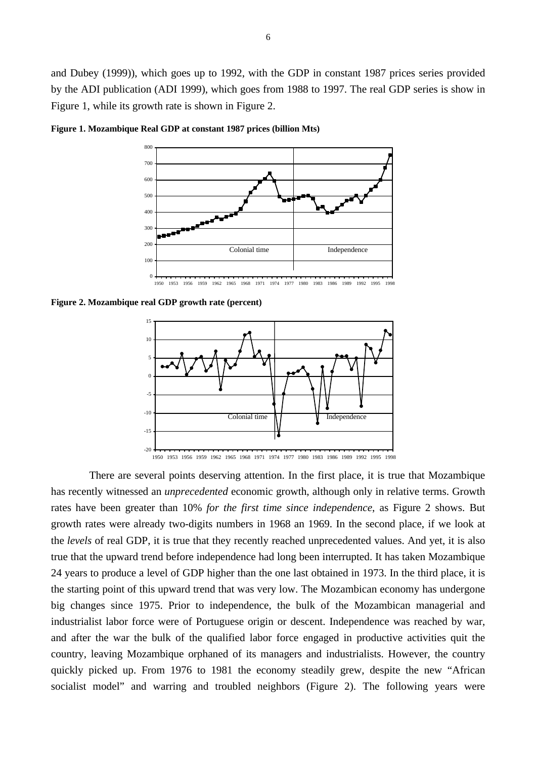and Dubey (1999)), which goes up to 1992, with the GDP in constant 1987 prices series provided by the ADI publication (ADI 1999), which goes from 1988 to 1997. The real GDP series is show in Figure 1, while its growth rate is shown in Figure 2.

**Figure 1. Mozambique Real GDP at constant 1987 prices (billion Mts)**

**Figure 2. Mozambique real GDP growth rate (percent)**

There are several points deserving attention. In the first place, it is true that Mozambique has recently witnessed an *unprecedented* economic growth, although only in relative terms. Growth rates have been greater than 10% *for the first time since independence*, as Figure 2 shows. But growth rates were already two-digits numbers in 1968 an 1969. In the second place, if we look at the *levels* of real GDP, it is true that they recently reached unprecedented values. And yet, it is also true that the upward trend before independence had long been interrupted. It has taken Mozambique 24 years to produce a level of GDP higher than the one last obtained in 1973. In the third place, it is the starting point of this upward trend that was very low. The Mozambican economy has undergone big changes since 1975. Prior to independence, the bulk of the Mozambican managerial and industrialist labor force were of Portuguese origin or descent. Independence was reached by war, and after the war the bulk of the qualified labor force engaged in productive activities quit the country, leaving Mozambique orphaned of its managers and industrialists. However, the country quickly picked up. From 1976 to 1981 the economy steadily grew, despite the new "African socialist model" and warring and troubled neighbors (Figure 2). The following years were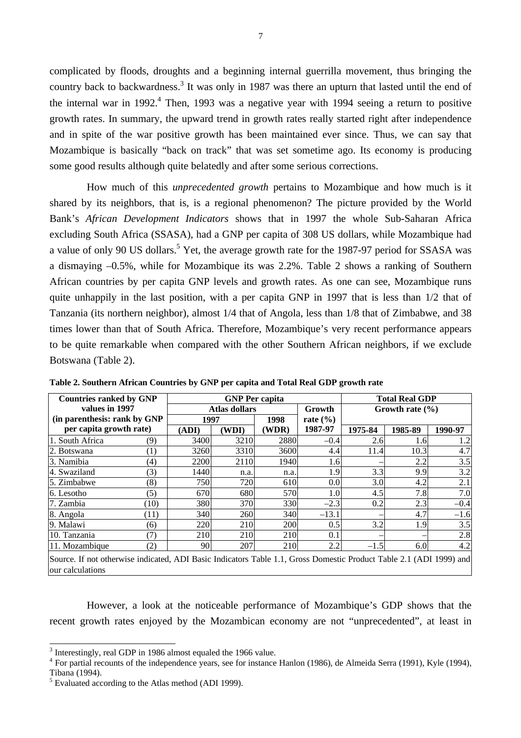complicated by floods, droughts and a beginning internal guerrilla movement, thus bringing the country back to backwardness.[3] It was only in 1987 was there an upturn that lasted until the end of the internal war in 1992.[4] Then, 1993 was a negative year with 1994 seeing a return to positive growth rates. In summary, the upward trend in growth rates really started right after independence and in spite of the war positive growth has been maintained ever since. Thus, we can say that Mozambique is basically "back on track" that was set sometime ago. Its economy is producing some good results although quite belatedly and after some serious corrections.

How much of this *unprecedented growth* pertains to Mozambique and how much is it shared by its neighbors, that is, is a regional phenomenon? The picture provided by the World Bank's *African Development Indicators* shows that in 1997 the whole Sub-Saharan Africa excluding South Africa (SSASA), had a GNP per capita of 308 US dollars, while Mozambique had a value of only 90 US dollars.[5] Yet, the average growth rate for the 1987-97 period for SSASA was a dismaying –0.5%, while for Mozambique its was 2.2%. Table 2 shows a ranking of Southern African countries by per capita GNP levels and growth rates. As one can see, Mozambique runs quite unhappily in the last position, with a per capita GNP in 1997 that is less than 1/2 that of Tanzania (its northern neighbor), almost 1/4 that of Angola, less than 1/8 that of Zimbabwe, and 38 times lower than that of South Africa. Therefore, Mozambique's very recent performance appears to be quite remarkable when compared with the other Southern African neighbors, if we exclude Botswana (Table 2).

**Table 2. Southern African Countries by GNP per capita and Total Real GDP growth rate**

| Countries ranked by GNP values in 1997 (in parenthesis: rank by GNP per capita growth rate) | | GNP Per capita | | | | Total Real GDP | | |
|---|---|---|---|---|---|---|---|---|
| | | Atlas dollars | | | Growth rate (%) | Growth rate (%) | | |
| | | 1997 | | 1998 | | | | |
| | | (ADI) | (WDI) | (WDR) | 1987-97 | 1975-84 | 1985-89 | 1990-97 |
| 1. South Africa | (9) | 3400 | 3210 | 2880 | –0.4 | 2.6 | 1.6 | 1.2 |
| 2. Botswana | (1) | 3260 | 3310 | 3600 | 4.4 | 11.4 | 10.3 | 4.7 |
| 3. Namibia | (4) | 2200 | 2110 | 1940 | 1.6 | – | 2.2 | 3.5 |
| 4. Swaziland | (3) | 1440 | n.a. | n.a. | 1.9 | 3.3 | 9.9 | 3.2 |
| 5. Zimbabwe | (8) | 750 | 720 | 610 | 0.0 | 3.0 | 4.2 | 2.1 |
| 6. Lesotho | (5) | 670 | 680 | 570 | 1.0 | 4.5 | 7.8 | 7.0 |
| 7. Zambia | (10) | 380 | 370 | 330 | –2.3 | 0.2 | 2.3 | –0.4 |
| 8. Angola | (11) | 340 | 260 | 340 | –13.1 | – | 4.7 | –1.6 |
| 9. Malawi | (6) | 220 | 210 | 200 | 0.5 | 3.2 | 1.9 | 3.5 |
| 10. Tanzania | (7) | 210 | 210 | 210 | 0.1 | – | – | 2.8 |
| 11. Mozambique | (2) | 90 | 207 | 210 | 2.2 | –1.5 | 6.0 | 4.2 |

Source. If not otherwise indicated, ADI Basic Indicators Table 1.1, Gross Domestic Product Table 2.1 (ADI 1999) and our calculations

However, a look at the noticeable performance of Mozambique's GDP shows that the recent growth rates enjoyed by the Mozambican economy are not "unprecedented", at least in

[3] Interestingly, real GDP in 1986 almost equaled the 1966 value.

[4] For partial recounts of the independence years, see for instance Hanlon (1986), de Almeida Serra (1991), Kyle (1994), Tibana (1994).

[5] Evaluated according to the Atlas method (ADI 1999).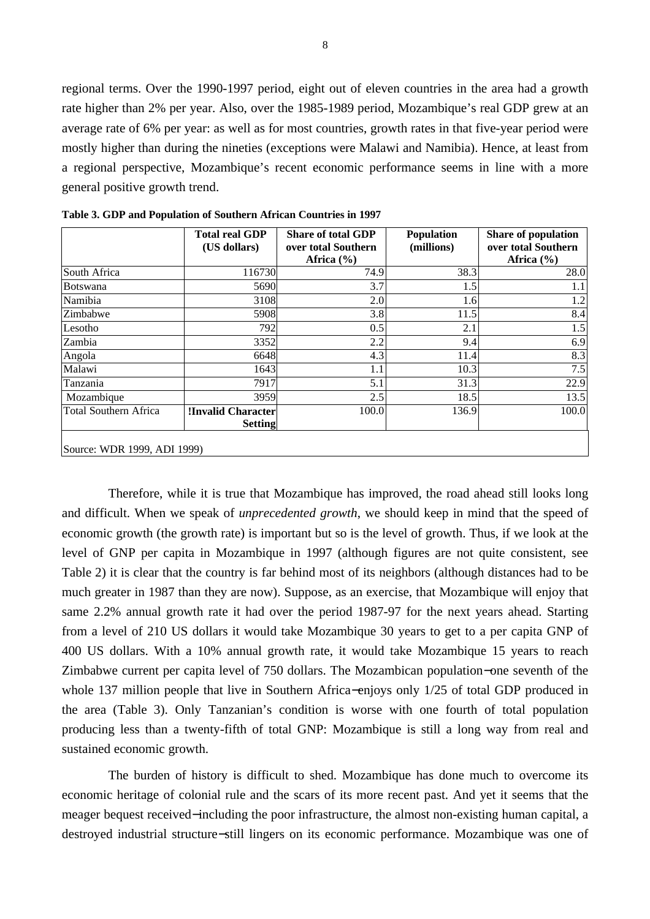regional terms. Over the 1990-1997 period, eight out of eleven countries in the area had a growth rate higher than 2% per year. Also, over the 1985-1989 period, Mozambique's real GDP grew at an average rate of 6% per year: as well as for most countries, growth rates in that five-year period were mostly higher than during the nineties (exceptions were Malawi and Namibia). Hence, at least from a regional perspective, Mozambique's recent economic performance seems in line with a more general positive growth trend.

**Table 3. GDP and Population of Southern African Countries in 1997**

| | Total real GDP (US dollars) | Share of total GDP over total Southern Africa (%) | Population (millions) | Share of population over total Southern Africa (%) |
|---|---|---|---|---|
| South Africa | 116730 | 74.9 | 38.3 | 28.0 |
| Botswana | 5690 | 3.7 | 1.5 | 1.1 |
| Namibia | 3108 | 2.0 | 1.6 | 1.2 |
| Zimbabwe | 5908 | 3.8 | 11.5 | 8.4 |
| Lesotho | 792 | 0.5 | 2.1 | 1.5 |
| Zambia | 3352 | 2.2 | 9.4 | 6.9 |
| Angola | 6648 | 4.3 | 11.4 | 8.3 |
| Malawi | 1643 | 1.1 | 10.3 | 7.5 |
| Tanzania | 7917 | 5.1 | 31.3 | 22.9 |
| Mozambique | 3959 | 2.5 | 18.5 | 13.5 |
| Total Southern Africa | **!Invalid Character Setting** | 100.0 | 136.9 | 100.0 |

Source: WDR 1999, ADI 1999)

Therefore, while it is true that Mozambique has improved, the road ahead still looks long and difficult. When we speak of *unprecedented growth*, we should keep in mind that the speed of economic growth (the growth rate) is important but so is the level of growth. Thus, if we look at the level of GNP per capita in Mozambique in 1997 (although figures are not quite consistent, see Table 2) it is clear that the country is far behind most of its neighbors (although distances had to be much greater in 1987 than they are now). Suppose, as an exercise, that Mozambique will enjoy that same 2.2% annual growth rate it had over the period 1987-97 for the next years ahead. Starting from a level of 210 US dollars it would take Mozambique 30 years to get to a per capita GNP of 400 US dollars. With a 10% annual growth rate, it would take Mozambique 15 years to reach Zimbabwe current per capita level of 750 dollars. The Mozambican population−one seventh of the whole 137 million people that live in Southern Africa−enjoys only 1/25 of total GDP produced in the area (Table 3). Only Tanzanian's condition is worse with one fourth of total population producing less than a twenty-fifth of total GNP: Mozambique is still a long way from real and sustained economic growth.

The burden of history is difficult to shed. Mozambique has done much to overcome its economic heritage of colonial rule and the scars of its more recent past. And yet it seems that the meager bequest received−including the poor infrastructure, the almost non-existing human capital, a destroyed industrial structure−still lingers on its economic performance. Mozambique was one of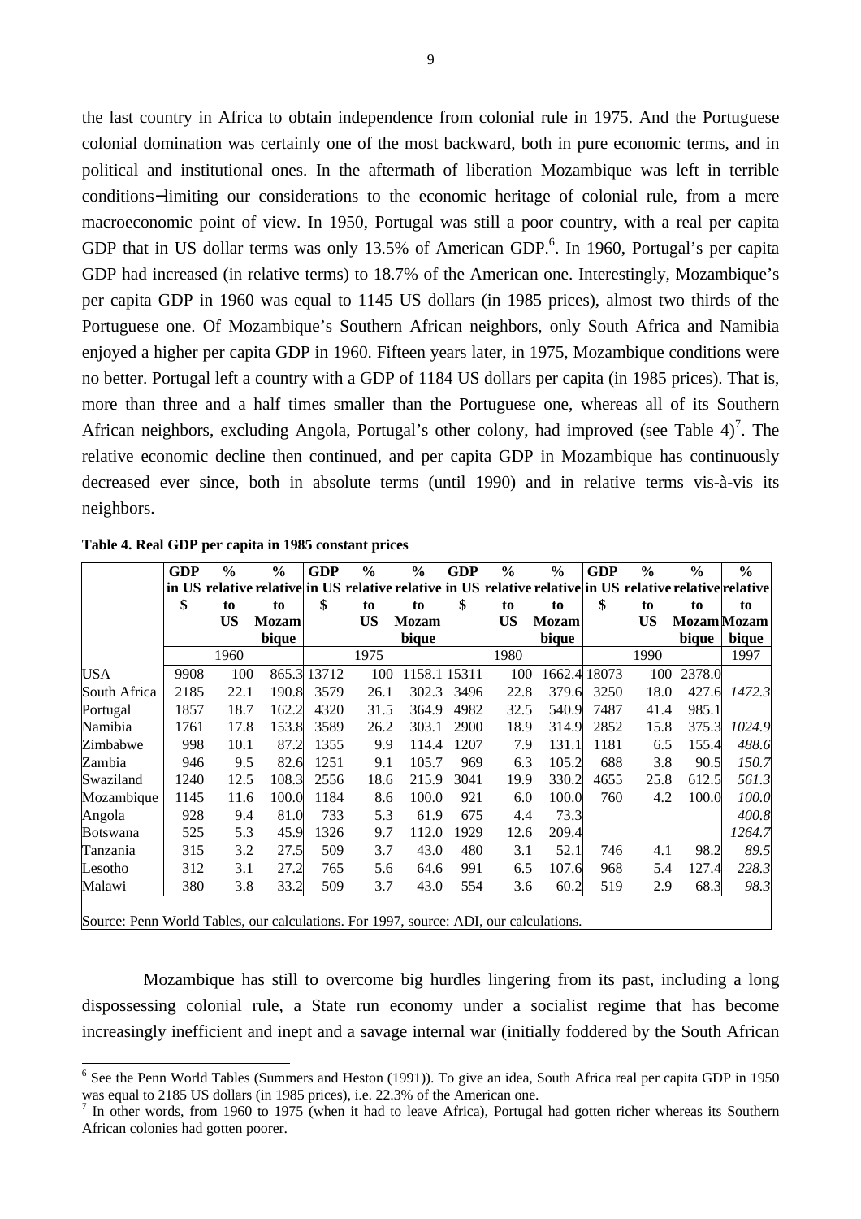the last country in Africa to obtain independence from colonial rule in 1975. And the Portuguese colonial domination was certainly one of the most backward, both in pure economic terms, and in political and institutional ones. In the aftermath of liberation Mozambique was left in terrible conditions−limiting our considerations to the economic heritage of colonial rule, from a mere macroeconomic point of view. In 1950, Portugal was still a poor country, with a real per capita GDP that in US dollar terms was only 13.5% of American GDP.[6]. In 1960, Portugal's per capita GDP had increased (in relative terms) to 18.7% of the American one. Interestingly, Mozambique's per capita GDP in 1960 was equal to 1145 US dollars (in 1985 prices), almost two thirds of the Portuguese one. Of Mozambique's Southern African neighbors, only South Africa and Namibia enjoyed a higher per capita GDP in 1960. Fifteen years later, in 1975, Mozambique conditions were no better. Portugal left a country with a GDP of 1184 US dollars per capita (in 1985 prices). That is, more than three and a half times smaller than the Portuguese one, whereas all of its Southern African neighbors, excluding Angola, Portugal's other colony, had improved (see Table 4)[7]. The relative economic decline then continued, and per capita GDP in Mozambique has continuously decreased ever since, both in absolute terms (until 1990) and in relative terms vis-à-vis its neighbors.

**Table 4. Real GDP per capita in 1985 constant prices**

| | GDP in US $ | % relative to US | % relative to Mozambique | GDP in US $ | % relative to US | % relative to Mozambique | GDP in US $ | % relative to US | % relative to Mozambique | GDP in US $ | % relative to US | % relative to Mozambique | % relative to Mozambique |
|---|---|---|---|---|---|---|---|---|---|---|---|---|---|
| | 1960 | | | 1975 | | | 1980 | | | 1990 | | | 1997 |
| USA | 9908 | 100 | 865.3 | 13712 | 100 | 1158.1 | 15311 | 100 | 1662.4 | 18073 | 100 | 2378.0 | |
| South Africa | 2185 | 22.1 | 190.8 | 3579 | 26.1 | 302.3 | 3496 | 22.8 | 379.6 | 3250 | 18.0 | 427.6 | *1472.3* |
| Portugal | 1857 | 18.7 | 162.2 | 4320 | 31.5 | 364.9 | 4982 | 32.5 | 540.9 | 7487 | 41.4 | 985.1 | |
| Namibia | 1761 | 17.8 | 153.8 | 3589 | 26.2 | 303.1 | 2900 | 18.9 | 314.9 | 2852 | 15.8 | 375.3 | *1024.9* |
| Zimbabwe | 998 | 10.1 | 87.2 | 1355 | 9.9 | 114.4 | 1207 | 7.9 | 131.1 | 1181 | 6.5 | 155.4 | *488.6* |
| Zambia | 946 | 9.5 | 82.6 | 1251 | 9.1 | 105.7 | 969 | 6.3 | 105.2 | 688 | 3.8 | 90.5 | *150.7* |
| Swaziland | 1240 | 12.5 | 108.3 | 2556 | 18.6 | 215.9 | 3041 | 19.9 | 330.2 | 4655 | 25.8 | 612.5 | *561.3* |
| Mozambique | 1145 | 11.6 | 100.0 | 1184 | 8.6 | 100.0 | 921 | 6.0 | 100.0 | 760 | 4.2 | 100.0 | *100.0* |
| Angola | 928 | 9.4 | 81.0 | 733 | 5.3 | 61.9 | 675 | 4.4 | 73.3 | | | | *400.8* |
| Botswana | 525 | 5.3 | 45.9 | 1326 | 9.7 | 112.0 | 1929 | 12.6 | 209.4 | | | | *1264.7* |
| Tanzania | 315 | 3.2 | 27.5 | 509 | 3.7 | 43.0 | 480 | 3.1 | 52.1 | 746 | 4.1 | 98.2 | *89.5* |
| Lesotho | 312 | 3.1 | 27.2 | 765 | 5.6 | 64.6 | 991 | 6.5 | 107.6 | 968 | 5.4 | 127.4 | *228.3* |
| Malawi | 380 | 3.8 | 33.2 | 509 | 3.7 | 43.0 | 554 | 3.6 | 60.2 | 519 | 2.9 | 68.3 | *98.3* |

Source: Penn World Tables, our calculations. For 1997, source: ADI, our calculations.

Mozambique has still to overcome big hurdles lingering from its past, including a long dispossessing colonial rule, a State run economy under a socialist regime that has become increasingly inefficient and inept and a savage internal war (initially foddered by the South African

[6] See the Penn World Tables (Summers and Heston (1991)). To give an idea, South Africa real per capita GDP in 1950 was equal to 2185 US dollars (in 1985 prices), i.e. 22.3% of the American one.

[7] In other words, from 1960 to 1975 (when it had to leave Africa), Portugal had gotten richer whereas its Southern African colonies had gotten poorer.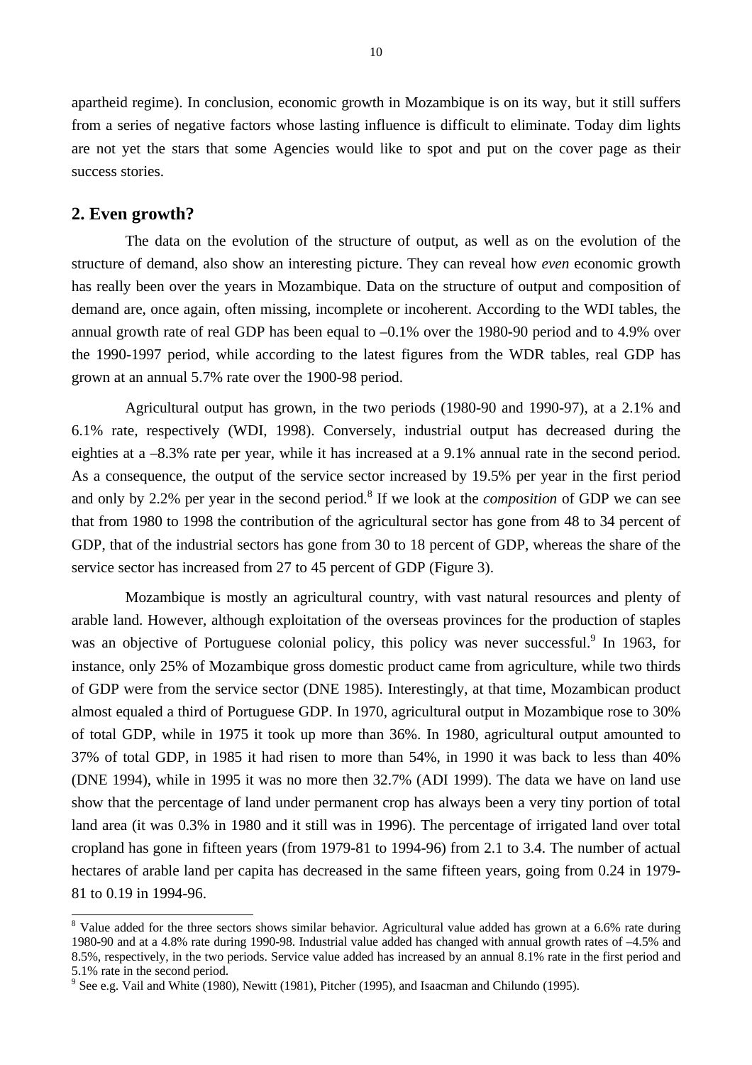apartheid regime). In conclusion, economic growth in Mozambique is on its way, but it still suffers from a series of negative factors whose lasting influence is difficult to eliminate. Today dim lights are not yet the stars that some Agencies would like to spot and put on the cover page as their success stories.

## 2. Even growth?

The data on the evolution of the structure of output, as well as on the evolution of the structure of demand, also show an interesting picture. They can reveal how *even* economic growth has really been over the years in Mozambique. Data on the structure of output and composition of demand are, once again, often missing, incomplete or incoherent. According to the WDI tables, the annual growth rate of real GDP has been equal to –0.1% over the 1980-90 period and to 4.9% over the 1990-1997 period, while according to the latest figures from the WDR tables, real GDP has grown at an annual 5.7% rate over the 1900-98 period.

Agricultural output has grown, in the two periods (1980-90 and 1990-97), at a 2.1% and 6.1% rate, respectively (WDI, 1998). Conversely, industrial output has decreased during the eighties at a –8.3% rate per year, while it has increased at a 9.1% annual rate in the second period. As a consequence, the output of the service sector increased by 19.5% per year in the first period and only by 2.2% per year in the second period.[8] If we look at the *composition* of GDP we can see that from 1980 to 1998 the contribution of the agricultural sector has gone from 48 to 34 percent of GDP, that of the industrial sectors has gone from 30 to 18 percent of GDP, whereas the share of the service sector has increased from 27 to 45 percent of GDP (Figure 3).

Mozambique is mostly an agricultural country, with vast natural resources and plenty of arable land. However, although exploitation of the overseas provinces for the production of staples was an objective of Portuguese colonial policy, this policy was never successful.[9] In 1963, for instance, only 25% of Mozambique gross domestic product came from agriculture, while two thirds of GDP were from the service sector (DNE 1985). Interestingly, at that time, Mozambican product almost equaled a third of Portuguese GDP. In 1970, agricultural output in Mozambique rose to 30% of total GDP, while in 1975 it took up more than 36%. In 1980, agricultural output amounted to 37% of total GDP, in 1985 it had risen to more than 54%, in 1990 it was back to less than 40% (DNE 1994), while in 1995 it was no more then 32.7% (ADI 1999). The data we have on land use show that the percentage of land under permanent crop has always been a very tiny portion of total land area (it was 0.3% in 1980 and it still was in 1996). The percentage of irrigated land over total cropland has gone in fifteen years (from 1979-81 to 1994-96) from 2.1 to 3.4. The number of actual hectares of arable land per capita has decreased in the same fifteen years, going from 0.24 in 1979-81 to 0.19 in 1994-96.

---

[8] Value added for the three sectors shows similar behavior. Agricultural value added has grown at a 6.6% rate during 1980-90 and at a 4.8% rate during 1990-98. Industrial value added has changed with annual growth rates of –4.5% and 8.5%, respectively, in the two periods. Service value added has increased by an annual 8.1% rate in the first period and 5.1% rate in the second period.

[9] See e.g. Vail and White (1980), Newitt (1981), Pitcher (1995), and Isaacman and Chilundo (1995).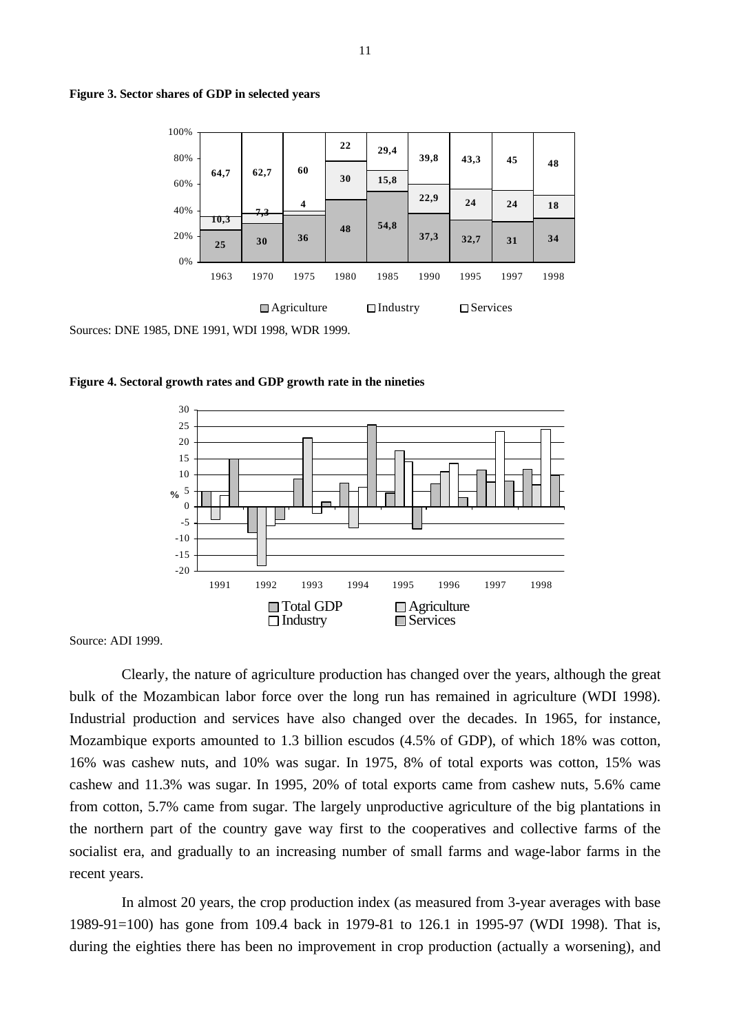**Figure 3. Sector shares of GDP in selected years**

| | 1963 | 1970 | 1975 | 1980 | 1985 | 1990 | 1995 | 1997 | 1998 |
|---|---|---|---|---|---|---|---|---|---|
| Agriculture | 25 | 30 | 36 | 48 | 54,8 | 37,3 | 32,7 | 31 | 34 |
| Industry | 10,3 | 7,3 | 4 | 30 | 15,8 | 22,9 | 24 | 24 | 18 |
| Services | 64,7 | 62,7 | 60 | 22 | 29,4 | 39,8 | 43,3 | 45 | 48 |

Sources: DNE 1985, DNE 1991, WDI 1998, WDR 1999.

**Figure 4. Sectoral growth rates and GDP growth rate in the nineties**

Source: ADI 1999.

Clearly, the nature of agriculture production has changed over the years, although the great bulk of the Mozambican labor force over the long run has remained in agriculture (WDI 1998). Industrial production and services have also changed over the decades. In 1965, for instance, Mozambique exports amounted to 1.3 billion escudos (4.5% of GDP), of which 18% was cotton, 16% was cashew nuts, and 10% was sugar. In 1975, 8% of total exports was cotton, 15% was cashew and 11.3% was sugar. In 1995, 20% of total exports came from cashew nuts, 5.6% came from cotton, 5.7% came from sugar. The largely unproductive agriculture of the big plantations in the northern part of the country gave way first to the cooperatives and collective farms of the socialist era, and gradually to an increasing number of small farms and wage-labor farms in the recent years.

In almost 20 years, the crop production index (as measured from 3-year averages with base 1989-91=100) has gone from 109.4 back in 1979-81 to 126.1 in 1995-97 (WDI 1998). That is, during the eighties there has been no improvement in crop production (actually a worsening), and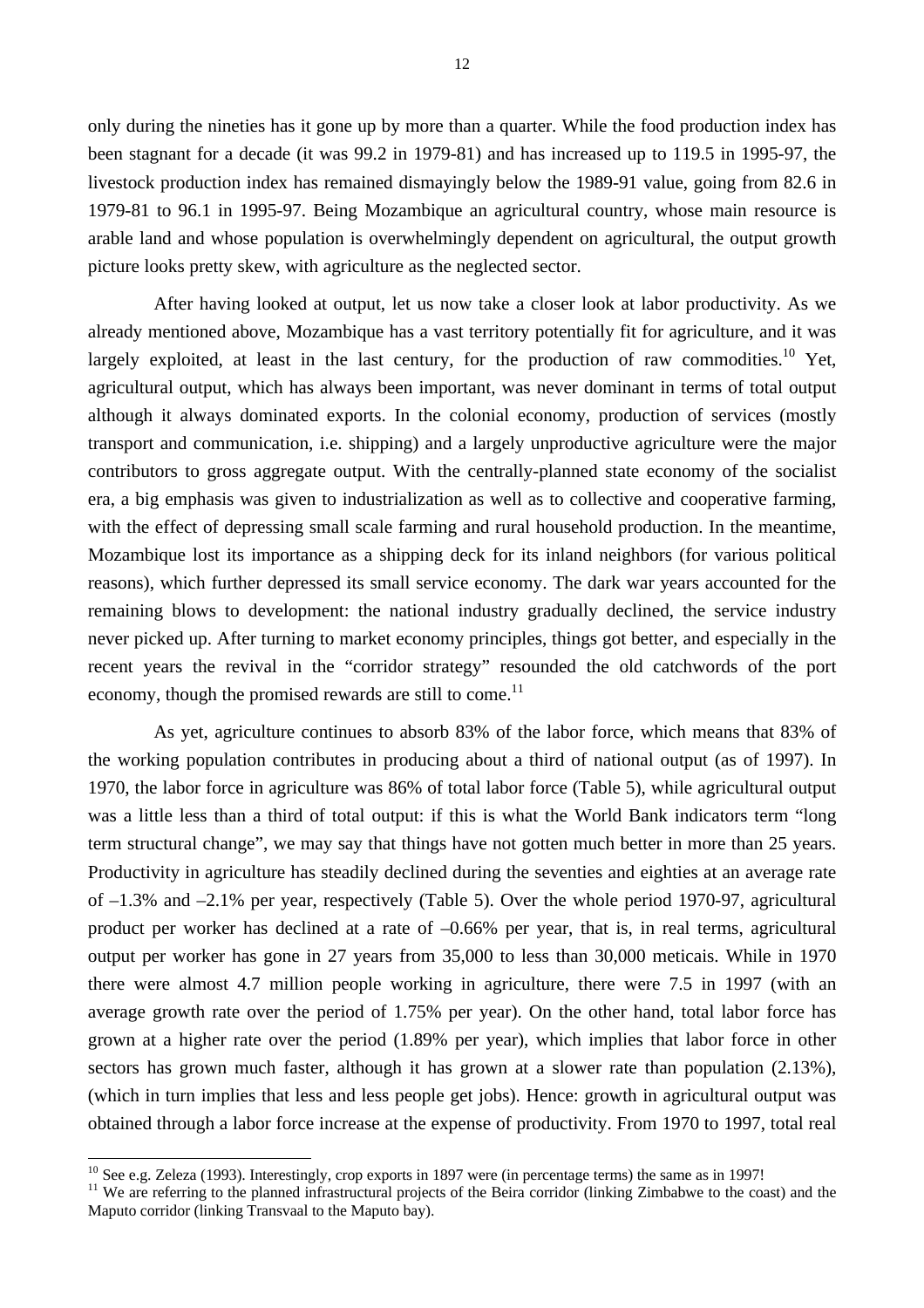only during the nineties has it gone up by more than a quarter. While the food production index has been stagnant for a decade (it was 99.2 in 1979-81) and has increased up to 119.5 in 1995-97, the livestock production index has remained dismayingly below the 1989-91 value, going from 82.6 in 1979-81 to 96.1 in 1995-97. Being Mozambique an agricultural country, whose main resource is arable land and whose population is overwhelmingly dependent on agricultural, the output growth picture looks pretty skew, with agriculture as the neglected sector.

After having looked at output, let us now take a closer look at labor productivity. As we already mentioned above, Mozambique has a vast territory potentially fit for agriculture, and it was largely exploited, at least in the last century, for the production of raw commodities.[10] Yet, agricultural output, which has always been important, was never dominant in terms of total output although it always dominated exports. In the colonial economy, production of services (mostly transport and communication, i.e. shipping) and a largely unproductive agriculture were the major contributors to gross aggregate output. With the centrally-planned state economy of the socialist era, a big emphasis was given to industrialization as well as to collective and cooperative farming, with the effect of depressing small scale farming and rural household production. In the meantime, Mozambique lost its importance as a shipping deck for its inland neighbors (for various political reasons), which further depressed its small service economy. The dark war years accounted for the remaining blows to development: the national industry gradually declined, the service industry never picked up. After turning to market economy principles, things got better, and especially in the recent years the revival in the "corridor strategy" resounded the old catchwords of the port economy, though the promised rewards are still to come.[11]

As yet, agriculture continues to absorb 83% of the labor force, which means that 83% of the working population contributes in producing about a third of national output (as of 1997). In 1970, the labor force in agriculture was 86% of total labor force (Table 5), while agricultural output was a little less than a third of total output: if this is what the World Bank indicators term "long term structural change", we may say that things have not gotten much better in more than 25 years. Productivity in agriculture has steadily declined during the seventies and eighties at an average rate of –1.3% and –2.1% per year, respectively (Table 5). Over the whole period 1970-97, agricultural product per worker has declined at a rate of –0.66% per year, that is, in real terms, agricultural output per worker has gone in 27 years from 35,000 to less than 30,000 meticais. While in 1970 there were almost 4.7 million people working in agriculture, there were 7.5 in 1997 (with an average growth rate over the period of 1.75% per year). On the other hand, total labor force has grown at a higher rate over the period (1.89% per year), which implies that labor force in other sectors has grown much faster, although it has grown at a slower rate than population (2.13%), (which in turn implies that less and less people get jobs). Hence: growth in agricultural output was obtained through a labor force increase at the expense of productivity. From 1970 to 1997, total real

---

[10] See e.g. Zeleza (1993). Interestingly, crop exports in 1897 were (in percentage terms) the same as in 1997!

[11] We are referring to the planned infrastructural projects of the Beira corridor (linking Zimbabwe to the coast) and the Maputo corridor (linking Transvaal to the Maputo bay).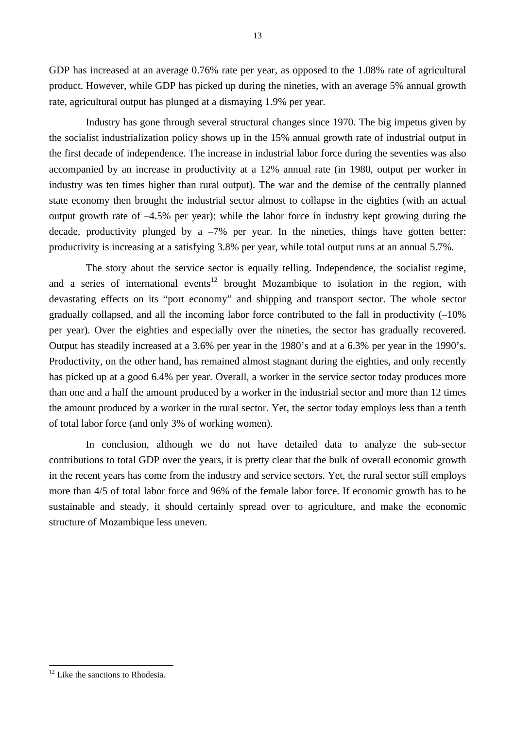GDP has increased at an average 0.76% rate per year, as opposed to the 1.08% rate of agricultural product. However, while GDP has picked up during the nineties, with an average 5% annual growth rate, agricultural output has plunged at a dismaying 1.9% per year.

Industry has gone through several structural changes since 1970. The big impetus given by the socialist industrialization policy shows up in the 15% annual growth rate of industrial output in the first decade of independence. The increase in industrial labor force during the seventies was also accompanied by an increase in productivity at a 12% annual rate (in 1980, output per worker in industry was ten times higher than rural output). The war and the demise of the centrally planned state economy then brought the industrial sector almost to collapse in the eighties (with an actual output growth rate of –4.5% per year): while the labor force in industry kept growing during the decade, productivity plunged by a –7% per year. In the nineties, things have gotten better: productivity is increasing at a satisfying 3.8% per year, while total output runs at an annual 5.7%.

The story about the service sector is equally telling. Independence, the socialist regime, and a series of international events[12] brought Mozambique to isolation in the region, with devastating effects on its "port economy" and shipping and transport sector. The whole sector gradually collapsed, and all the incoming labor force contributed to the fall in productivity (–10% per year). Over the eighties and especially over the nineties, the sector has gradually recovered. Output has steadily increased at a 3.6% per year in the 1980's and at a 6.3% per year in the 1990's. Productivity, on the other hand, has remained almost stagnant during the eighties, and only recently has picked up at a good 6.4% per year. Overall, a worker in the service sector today produces more than one and a half the amount produced by a worker in the industrial sector and more than 12 times the amount produced by a worker in the rural sector. Yet, the sector today employs less than a tenth of total labor force (and only 3% of working women).

In conclusion, although we do not have detailed data to analyze the sub-sector contributions to total GDP over the years, it is pretty clear that the bulk of overall economic growth in the recent years has come from the industry and service sectors. Yet, the rural sector still employs more than 4/5 of total labor force and 96% of the female labor force. If economic growth has to be sustainable and steady, it should certainly spread over to agriculture, and make the economic structure of Mozambique less uneven.

[12] Like the sanctions to Rhodesia.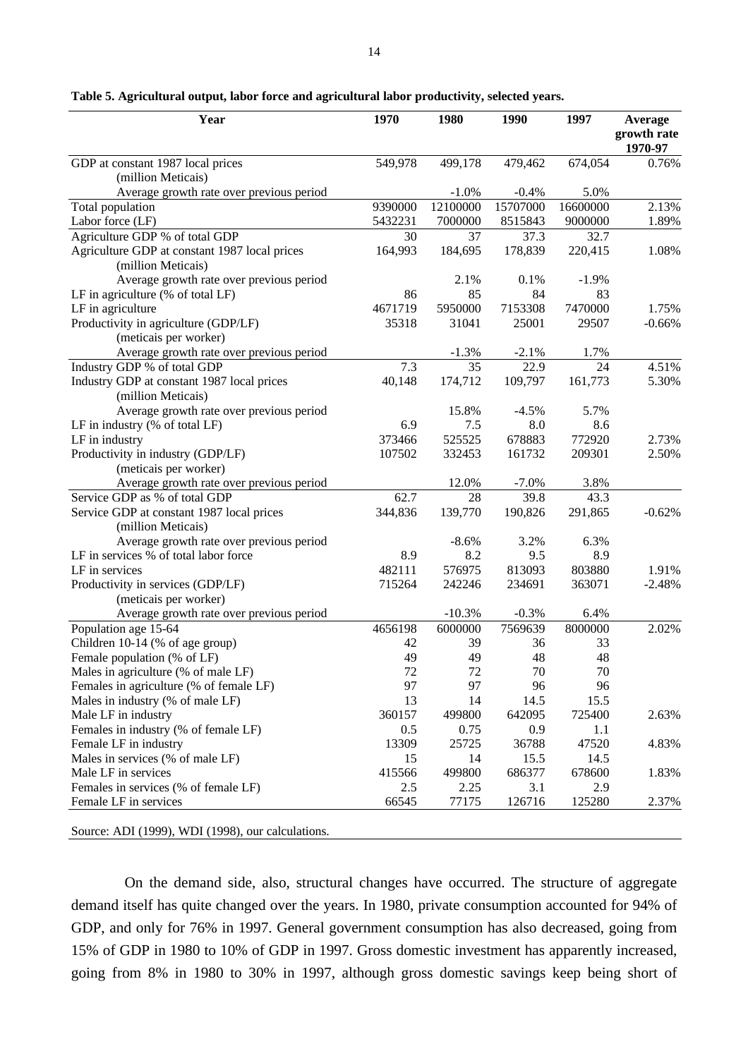**Table 5. Agricultural output, labor force and agricultural labor productivity, selected years.**

| Year | 1970 | 1980 | 1990 | 1997 | Average growth rate 1970-97 |
|---|---|---|---|---|---|
| GDP at constant 1987 local prices (million Meticais) | 549,978 | 499,178 | 479,462 | 674,054 | 0.76% |
| Average growth rate over previous period | | -1.0% | -0.4% | 5.0% | |
| Total population | 9390000 | 12100000 | 15707000 | 16600000 | 2.13% |
| Labor force (LF) | 5432231 | 7000000 | 8515843 | 9000000 | 1.89% |
| Agriculture GDP % of total GDP | 30 | 37 | 37.3 | 32.7 | |
| Agriculture GDP at constant 1987 local prices (million Meticais) | 164,993 | 184,695 | 178,839 | 220,415 | 1.08% |
| Average growth rate over previous period | | 2.1% | 0.1% | -1.9% | |
| LF in agriculture (% of total LF) | 86 | 85 | 84 | 83 | |
| LF in agriculture | 4671719 | 5950000 | 7153308 | 7470000 | 1.75% |
| Productivity in agriculture (GDP/LF) (meticais per worker) | 35318 | 31041 | 25001 | 29507 | -0.66% |
| Average growth rate over previous period | | -1.3% | -2.1% | 1.7% | |
| Industry GDP % of total GDP | 7.3 | 35 | 22.9 | 24 | 4.51% |
| Industry GDP at constant 1987 local prices (million Meticais) | 40,148 | 174,712 | 109,797 | 161,773 | 5.30% |
| Average growth rate over previous period | | 15.8% | -4.5% | 5.7% | |
| LF in industry (% of total LF) | 6.9 | 7.5 | 8.0 | 8.6 | |
| LF in industry | 373466 | 525525 | 678883 | 772920 | 2.73% |
| Productivity in industry (GDP/LF) (meticais per worker) | 107502 | 332453 | 161732 | 209301 | 2.50% |
| Average growth rate over previous period | | 12.0% | -7.0% | 3.8% | |
| Service GDP as % of total GDP | 62.7 | 28 | 39.8 | 43.3 | |
| Service GDP at constant 1987 local prices (million Meticais) | 344,836 | 139,770 | 190,826 | 291,865 | -0.62% |
| Average growth rate over previous period | | -8.6% | 3.2% | 6.3% | |
| LF in services % of total labor force | 8.9 | 8.2 | 9.5 | 8.9 | |
| LF in services | 482111 | 576975 | 813093 | 803880 | 1.91% |
| Productivity in services (GDP/LF) (meticais per worker) | 715264 | 242246 | 234691 | 363071 | -2.48% |
| Average growth rate over previous period | | -10.3% | -0.3% | 6.4% | |
| Population age 15-64 | 4656198 | 6000000 | 7569639 | 8000000 | 2.02% |
| Children 10-14 (% of age group) | 42 | 39 | 36 | 33 | |
| Female population (% of LF) | 49 | 49 | 48 | 48 | |
| Males in agriculture (% of male LF) | 72 | 72 | 70 | 70 | |
| Females in agriculture (% of female LF) | 97 | 97 | 96 | 96 | |
| Males in industry (% of male LF) | 13 | 14 | 14.5 | 15.5 | |
| Male LF in industry | 360157 | 499800 | 642095 | 725400 | 2.63% |
| Females in industry (% of female LF) | 0.5 | 0.75 | 0.9 | 1.1 | |
| Female LF in industry | 13309 | 25725 | 36788 | 47520 | 4.83% |
| Males in services (% of male LF) | 15 | 14 | 15.5 | 14.5 | |
| Male LF in services | 415566 | 499800 | 686377 | 678600 | 1.83% |
| Females in services (% of female LF) | 2.5 | 2.25 | 3.1 | 2.9 | |
| Female LF in services | 66545 | 77175 | 126716 | 125280 | 2.37% |

Source: ADI (1999), WDI (1998), our calculations.

On the demand side, also, structural changes have occurred. The structure of aggregate demand itself has quite changed over the years. In 1980, private consumption accounted for 94% of GDP, and only for 76% in 1997. General government consumption has also decreased, going from 15% of GDP in 1980 to 10% of GDP in 1997. Gross domestic investment has apparently increased, going from 8% in 1980 to 30% in 1997, although gross domestic savings keep being short of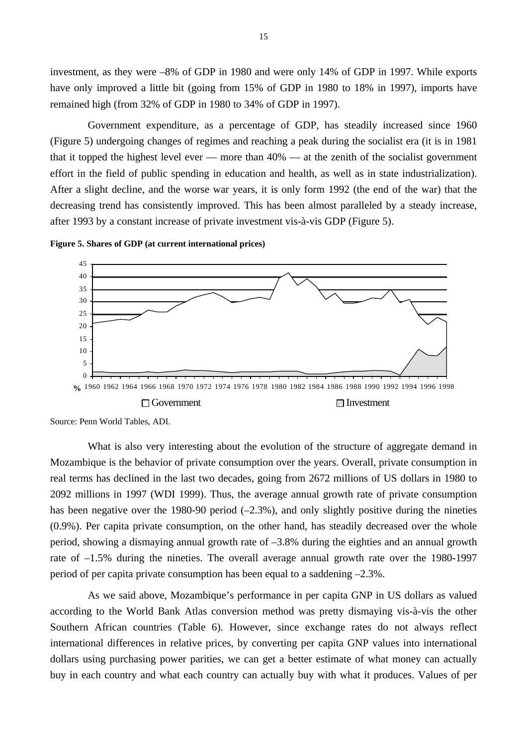investment, as they were –8% of GDP in 1980 and were only 14% of GDP in 1997. While exports have only improved a little bit (going from 15% of GDP in 1980 to 18% in 1997), imports have remained high (from 32% of GDP in 1980 to 34% of GDP in 1997).

Government expenditure, as a percentage of GDP, has steadily increased since 1960 (Figure 5) undergoing changes of regimes and reaching a peak during the socialist era (it is in 1981 that it topped the highest level ever — more than 40% — at the zenith of the socialist government effort in the field of public spending in education and health, as well as in state industrialization). After a slight decline, and the worse war years, it is only form 1992 (the end of the war) that the decreasing trend has consistently improved. This has been almost paralleled by a steady increase, after 1993 by a constant increase of private investment vis-à-vis GDP (Figure 5).

**Figure 5. Shares of GDP (at current international prices)**

Source: Penn World Tables, ADI.

What is also very interesting about the evolution of the structure of aggregate demand in Mozambique is the behavior of private consumption over the years. Overall, private consumption in real terms has declined in the last two decades, going from 2672 millions of US dollars in 1980 to 2092 millions in 1997 (WDI 1999). Thus, the average annual growth rate of private consumption has been negative over the 1980-90 period (–2.3%), and only slightly positive during the nineties (0.9%). Per capita private consumption, on the other hand, has steadily decreased over the whole period, showing a dismaying annual growth rate of –3.8% during the eighties and an annual growth rate of –1.5% during the nineties. The overall average annual growth rate over the 1980-1997 period of per capita private consumption has been equal to a saddening –2.3%.

As we said above, Mozambique's performance in per capita GNP in US dollars as valued according to the World Bank Atlas conversion method was pretty dismaying vis-à-vis the other Southern African countries (Table 6). However, since exchange rates do not always reflect international differences in relative prices, by converting per capita GNP values into international dollars using purchasing power parities, we can get a better estimate of what money can actually buy in each country and what each country can actually buy with what it produces. Values of per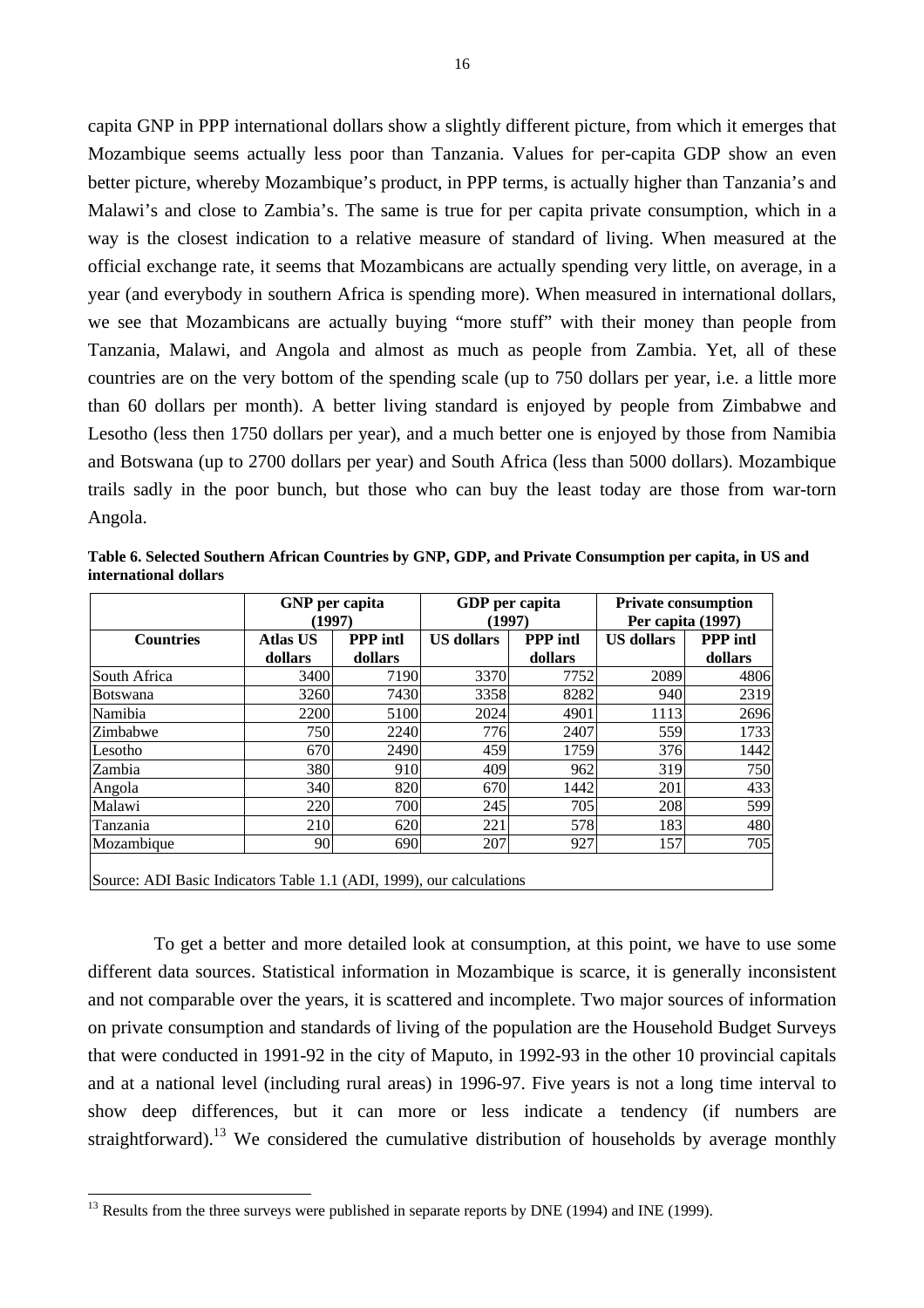capita GNP in PPP international dollars show a slightly different picture, from which it emerges that Mozambique seems actually less poor than Tanzania. Values for per-capita GDP show an even better picture, whereby Mozambique's product, in PPP terms, is actually higher than Tanzania's and Malawi's and close to Zambia's. The same is true for per capita private consumption, which in a way is the closest indication to a relative measure of standard of living. When measured at the official exchange rate, it seems that Mozambicans are actually spending very little, on average, in a year (and everybody in southern Africa is spending more). When measured in international dollars, we see that Mozambicans are actually buying "more stuff" with their money than people from Tanzania, Malawi, and Angola and almost as much as people from Zambia. Yet, all of these countries are on the very bottom of the spending scale (up to 750 dollars per year, i.e. a little more than 60 dollars per month). A better living standard is enjoyed by people from Zimbabwe and Lesotho (less then 1750 dollars per year), and a much better one is enjoyed by those from Namibia and Botswana (up to 2700 dollars per year) and South Africa (less than 5000 dollars). Mozambique trails sadly in the poor bunch, but those who can buy the least today are those from war-torn Angola.

**Table 6. Selected Southern African Countries by GNP, GDP, and Private Consumption per capita, in US and international dollars**

| | GNP per capita (1997) | | GDP per capita (1997) | | Private consumption Per capita (1997) | |
|---|---|---|---|---|---|---|
| **Countries** | **Atlas US dollars** | **PPP intl dollars** | **US dollars** | **PPP intl dollars** | **US dollars** | **PPP intl dollars** |
| South Africa | 3400 | 7190 | 3370 | 7752 | 2089 | 4806 |
| Botswana | 3260 | 7430 | 3358 | 8282 | 940 | 2319 |
| Namibia | 2200 | 5100 | 2024 | 4901 | 1113 | 2696 |
| Zimbabwe | 750 | 2240 | 776 | 2407 | 559 | 1733 |
| Lesotho | 670 | 2490 | 459 | 1759 | 376 | 1442 |
| Zambia | 380 | 910 | 409 | 962 | 319 | 750 |
| Angola | 340 | 820 | 670 | 1442 | 201 | 433 |
| Malawi | 220 | 700 | 245 | 705 | 208 | 599 |
| Tanzania | 210 | 620 | 221 | 578 | 183 | 480 |
| Mozambique | 90 | 690 | 207 | 927 | 157 | 705 |

Source: ADI Basic Indicators Table 1.1 (ADI, 1999), our calculations

To get a better and more detailed look at consumption, at this point, we have to use some different data sources. Statistical information in Mozambique is scarce, it is generally inconsistent and not comparable over the years, it is scattered and incomplete. Two major sources of information on private consumption and standards of living of the population are the Household Budget Surveys that were conducted in 1991-92 in the city of Maputo, in 1992-93 in the other 10 provincial capitals and at a national level (including rural areas) in 1996-97. Five years is not a long time interval to show deep differences, but it can more or less indicate a tendency (if numbers are straightforward).[13] We considered the cumulative distribution of households by average monthly

[13] Results from the three surveys were published in separate reports by DNE (1994) and INE (1999).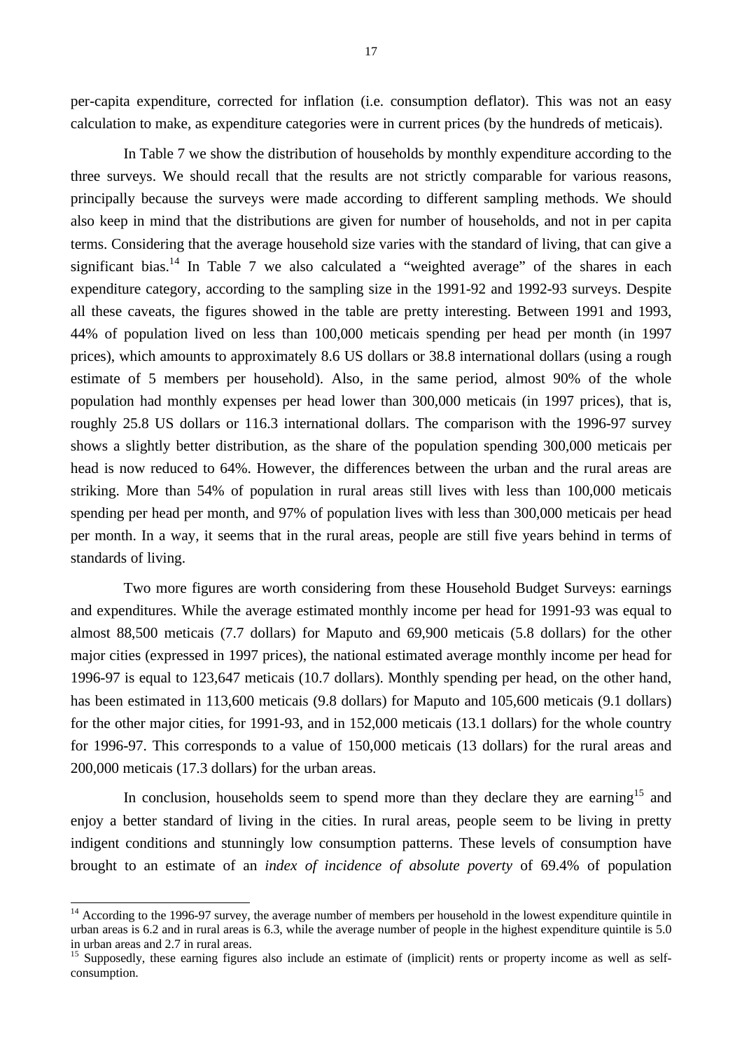per-capita expenditure, corrected for inflation (i.e. consumption deflator). This was not an easy calculation to make, as expenditure categories were in current prices (by the hundreds of meticais).

In Table 7 we show the distribution of households by monthly expenditure according to the three surveys. We should recall that the results are not strictly comparable for various reasons, principally because the surveys were made according to different sampling methods. We should also keep in mind that the distributions are given for number of households, and not in per capita terms. Considering that the average household size varies with the standard of living, that can give a significant bias.[14] In Table 7 we also calculated a "weighted average" of the shares in each expenditure category, according to the sampling size in the 1991-92 and 1992-93 surveys. Despite all these caveats, the figures showed in the table are pretty interesting. Between 1991 and 1993, 44% of population lived on less than 100,000 meticais spending per head per month (in 1997 prices), which amounts to approximately 8.6 US dollars or 38.8 international dollars (using a rough estimate of 5 members per household). Also, in the same period, almost 90% of the whole population had monthly expenses per head lower than 300,000 meticais (in 1997 prices), that is, roughly 25.8 US dollars or 116.3 international dollars. The comparison with the 1996-97 survey shows a slightly better distribution, as the share of the population spending 300,000 meticais per head is now reduced to 64%. However, the differences between the urban and the rural areas are striking. More than 54% of population in rural areas still lives with less than 100,000 meticais spending per head per month, and 97% of population lives with less than 300,000 meticais per head per month. In a way, it seems that in the rural areas, people are still five years behind in terms of standards of living.

Two more figures are worth considering from these Household Budget Surveys: earnings and expenditures. While the average estimated monthly income per head for 1991-93 was equal to almost 88,500 meticais (7.7 dollars) for Maputo and 69,900 meticais (5.8 dollars) for the other major cities (expressed in 1997 prices), the national estimated average monthly income per head for 1996-97 is equal to 123,647 meticais (10.7 dollars). Monthly spending per head, on the other hand, has been estimated in 113,600 meticais (9.8 dollars) for Maputo and 105,600 meticais (9.1 dollars) for the other major cities, for 1991-93, and in 152,000 meticais (13.1 dollars) for the whole country for 1996-97. This corresponds to a value of 150,000 meticais (13 dollars) for the rural areas and 200,000 meticais (17.3 dollars) for the urban areas.

In conclusion, households seem to spend more than they declare they are earning[15] and enjoy a better standard of living in the cities. In rural areas, people seem to be living in pretty indigent conditions and stunningly low consumption patterns. These levels of consumption have brought to an estimate of an *index of incidence of absolute poverty* of 69.4% of population

---

[14] According to the 1996-97 survey, the average number of members per household in the lowest expenditure quintile in urban areas is 6.2 and in rural areas is 6.3, while the average number of people in the highest expenditure quintile is 5.0 in urban areas and 2.7 in rural areas.

[15] Supposedly, these earning figures also include an estimate of (implicit) rents or property income as well as self-consumption.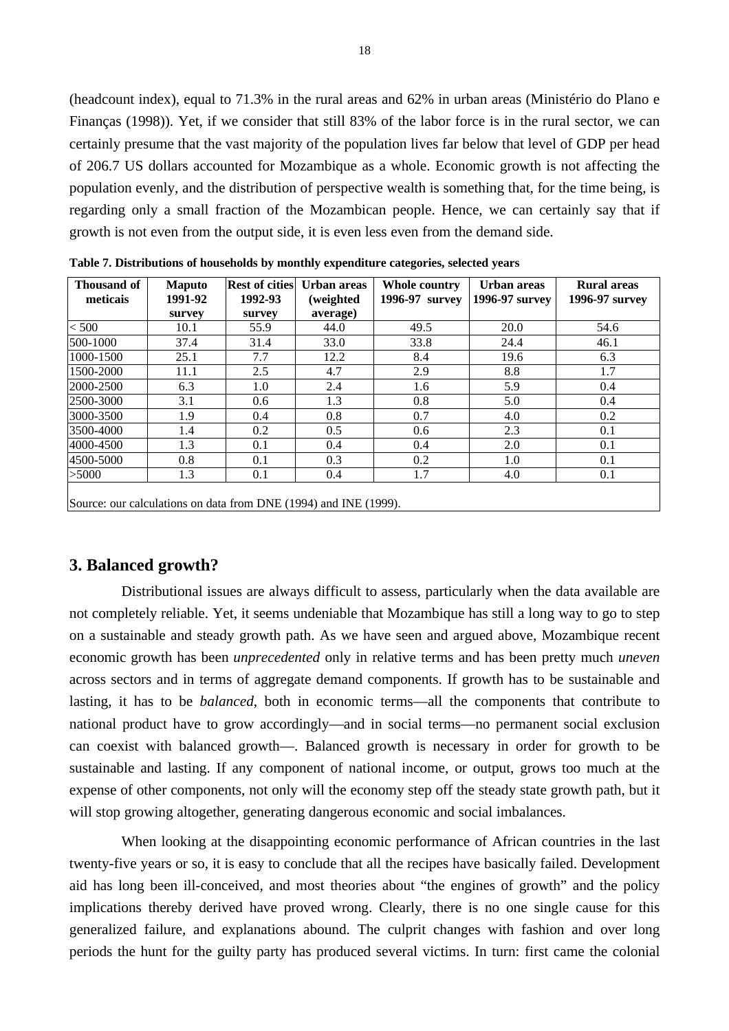(headcount index), equal to 71.3% in the rural areas and 62% in urban areas (Ministério do Plano e Finanças (1998)). Yet, if we consider that still 83% of the labor force is in the rural sector, we can certainly presume that the vast majority of the population lives far below that level of GDP per head of 206.7 US dollars accounted for Mozambique as a whole. Economic growth is not affecting the population evenly, and the distribution of perspective wealth is something that, for the time being, is regarding only a small fraction of the Mozambican people. Hence, we can certainly say that if growth is not even from the output side, it is even less even from the demand side.

**Table 7. Distributions of households by monthly expenditure categories, selected years**

| Thousand of meticais | Maputo 1991-92 survey | Rest of cities 1992-93 survey | Urban areas (weighted average) | Whole country 1996-97 survey | Urban areas 1996-97 survey | Rural areas 1996-97 survey |
|---|---|---|---|---|---|---|
| < 500 | 10.1 | 55.9 | 44.0 | 49.5 | 20.0 | 54.6 |
| 500-1000 | 37.4 | 31.4 | 33.0 | 33.8 | 24.4 | 46.1 |
| 1000-1500 | 25.1 | 7.7 | 12.2 | 8.4 | 19.6 | 6.3 |
| 1500-2000 | 11.1 | 2.5 | 4.7 | 2.9 | 8.8 | 1.7 |
| 2000-2500 | 6.3 | 1.0 | 2.4 | 1.6 | 5.9 | 0.4 |
| 2500-3000 | 3.1 | 0.6 | 1.3 | 0.8 | 5.0 | 0.4 |
| 3000-3500 | 1.9 | 0.4 | 0.8 | 0.7 | 4.0 | 0.2 |
| 3500-4000 | 1.4 | 0.2 | 0.5 | 0.6 | 2.3 | 0.1 |
| 4000-4500 | 1.3 | 0.1 | 0.4 | 0.4 | 2.0 | 0.1 |
| 4500-5000 | 0.8 | 0.1 | 0.3 | 0.2 | 1.0 | 0.1 |
| >5000 | 1.3 | 0.1 | 0.4 | 1.7 | 4.0 | 0.1 |

Source: our calculations on data from DNE (1994) and INE (1999).

## 3. Balanced growth?

Distributional issues are always difficult to assess, particularly when the data available are not completely reliable. Yet, it seems undeniable that Mozambique has still a long way to go to step on a sustainable and steady growth path. As we have seen and argued above, Mozambique recent economic growth has been *unprecedented* only in relative terms and has been pretty much *uneven* across sectors and in terms of aggregate demand components. If growth has to be sustainable and lasting, it has to be *balanced*, both in economic terms—all the components that contribute to national product have to grow accordingly—and in social terms—no permanent social exclusion can coexist with balanced growth—. Balanced growth is necessary in order for growth to be sustainable and lasting. If any component of national income, or output, grows too much at the expense of other components, not only will the economy step off the steady state growth path, but it will stop growing altogether, generating dangerous economic and social imbalances.

When looking at the disappointing economic performance of African countries in the last twenty-five years or so, it is easy to conclude that all the recipes have basically failed. Development aid has long been ill-conceived, and most theories about "the engines of growth" and the policy implications thereby derived have proved wrong. Clearly, there is no one single cause for this generalized failure, and explanations abound. The culprit changes with fashion and over long periods the hunt for the guilty party has produced several victims. In turn: first came the colonial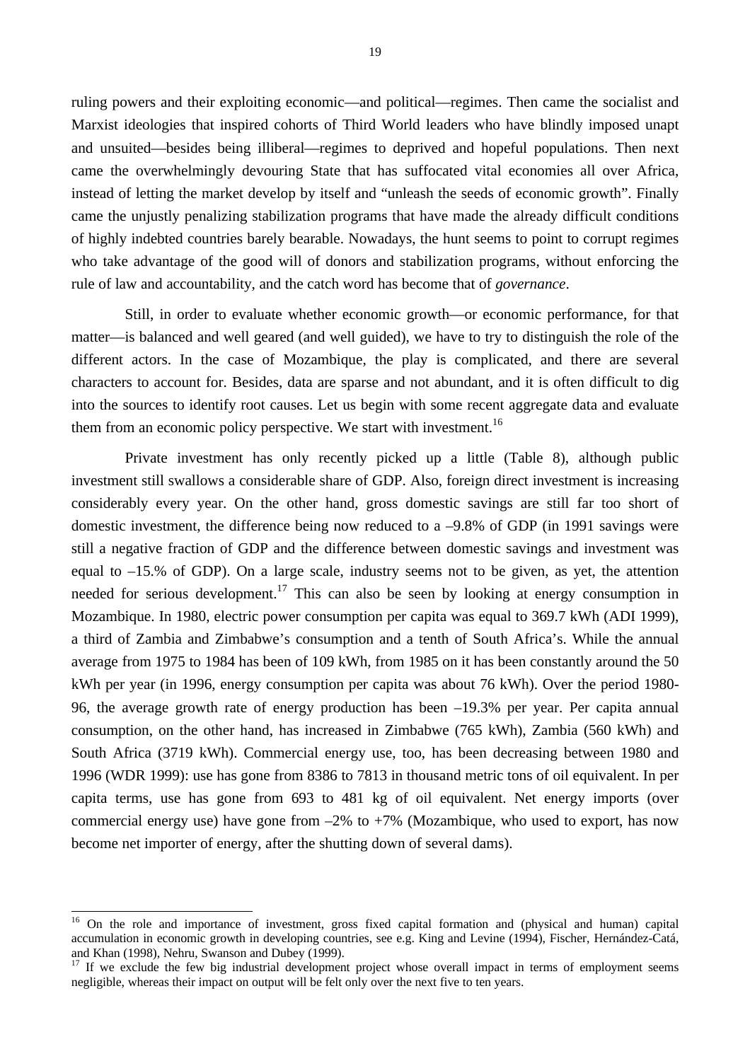ruling powers and their exploiting economic—and political—regimes. Then came the socialist and Marxist ideologies that inspired cohorts of Third World leaders who have blindly imposed unapt and unsuited—besides being illiberal—regimes to deprived and hopeful populations. Then next came the overwhelmingly devouring State that has suffocated vital economies all over Africa, instead of letting the market develop by itself and "unleash the seeds of economic growth". Finally came the unjustly penalizing stabilization programs that have made the already difficult conditions of highly indebted countries barely bearable. Nowadays, the hunt seems to point to corrupt regimes who take advantage of the good will of donors and stabilization programs, without enforcing the rule of law and accountability, and the catch word has become that of *governance*.

Still, in order to evaluate whether economic growth—or economic performance, for that matter—is balanced and well geared (and well guided), we have to try to distinguish the role of the different actors. In the case of Mozambique, the play is complicated, and there are several characters to account for. Besides, data are sparse and not abundant, and it is often difficult to dig into the sources to identify root causes. Let us begin with some recent aggregate data and evaluate them from an economic policy perspective. We start with investment.[16]

Private investment has only recently picked up a little (Table 8), although public investment still swallows a considerable share of GDP. Also, foreign direct investment is increasing considerably every year. On the other hand, gross domestic savings are still far too short of domestic investment, the difference being now reduced to a –9.8% of GDP (in 1991 savings were still a negative fraction of GDP and the difference between domestic savings and investment was equal to –15.% of GDP). On a large scale, industry seems not to be given, as yet, the attention needed for serious development.[17] This can also be seen by looking at energy consumption in Mozambique. In 1980, electric power consumption per capita was equal to 369.7 kWh (ADI 1999), a third of Zambia and Zimbabwe's consumption and a tenth of South Africa's. While the annual average from 1975 to 1984 has been of 109 kWh, from 1985 on it has been constantly around the 50 kWh per year (in 1996, energy consumption per capita was about 76 kWh). Over the period 1980-96, the average growth rate of energy production has been –19.3% per year. Per capita annual consumption, on the other hand, has increased in Zimbabwe (765 kWh), Zambia (560 kWh) and South Africa (3719 kWh). Commercial energy use, too, has been decreasing between 1980 and 1996 (WDR 1999): use has gone from 8386 to 7813 in thousand metric tons of oil equivalent. In per capita terms, use has gone from 693 to 481 kg of oil equivalent. Net energy imports (over commercial energy use) have gone from –2% to +7% (Mozambique, who used to export, has now become net importer of energy, after the shutting down of several dams).

---

[16] On the role and importance of investment, gross fixed capital formation and (physical and human) capital accumulation in economic growth in developing countries, see e.g. King and Levine (1994), Fischer, Hernández-Catá, and Khan (1998), Nehru, Swanson and Dubey (1999).

[17] If we exclude the few big industrial development project whose overall impact in terms of employment seems negligible, whereas their impact on output will be felt only over the next five to ten years.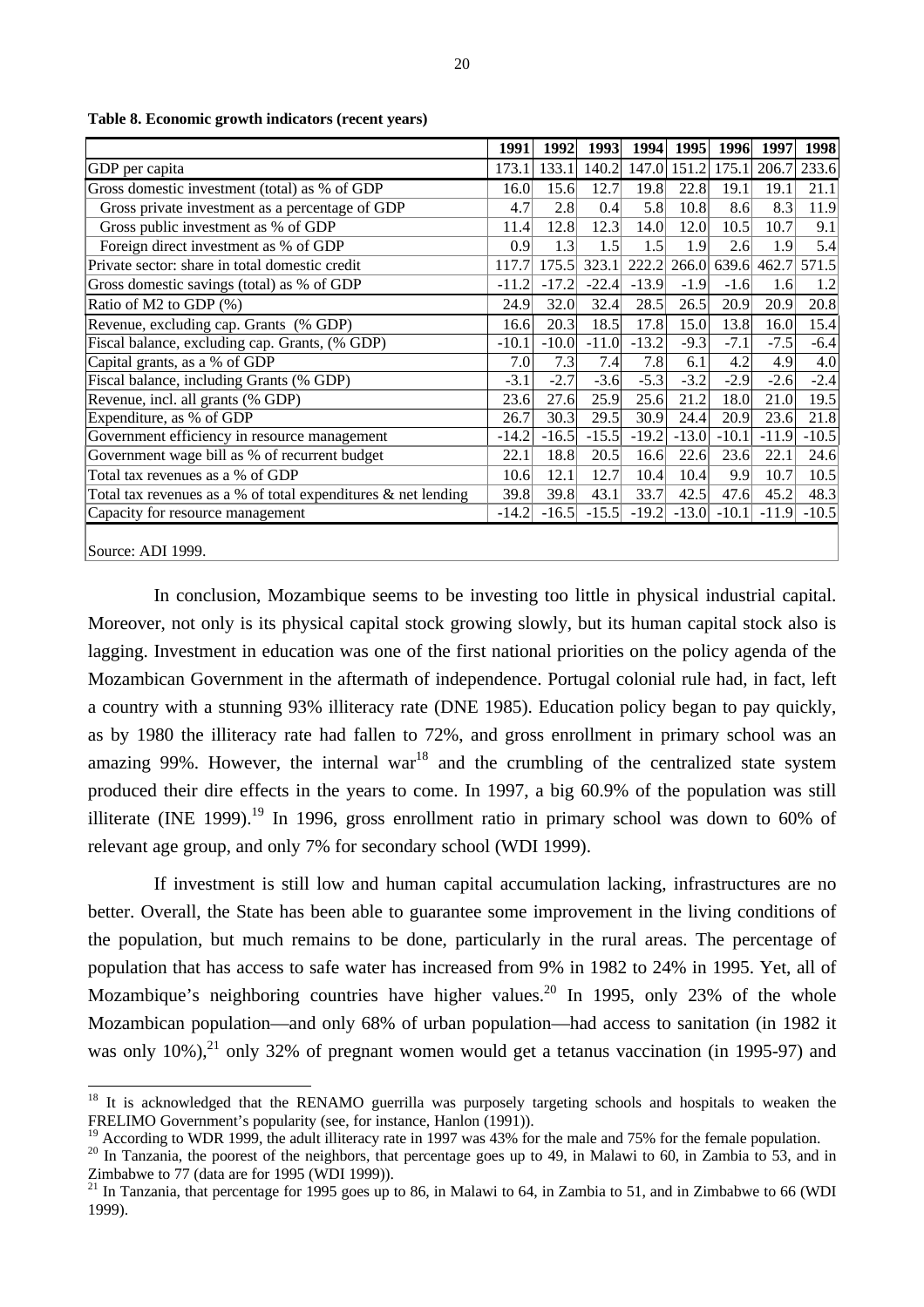**Table 8. Economic growth indicators (recent years)**

| | 1991 | 1992 | 1993 | 1994 | 1995 | 1996 | 1997 | 1998 |
|---|---|---|---|---|---|---|---|---|
| GDP per capita | 173.1 | 133.1 | 140.2 | 147.0 | 151.2 | 175.1 | 206.7 | 233.6 |
| Gross domestic investment (total) as % of GDP | 16.0 | 15.6 | 12.7 | 19.8 | 22.8 | 19.1 | 19.1 | 21.1 |
| Gross private investment as a percentage of GDP | 4.7 | 2.8 | 0.4 | 5.8 | 10.8 | 8.6 | 8.3 | 11.9 |
| Gross public investment as % of GDP | 11.4 | 12.8 | 12.3 | 14.0 | 12.0 | 10.5 | 10.7 | 9.1 |
| Foreign direct investment as % of GDP | 0.9 | 1.3 | 1.5 | 1.5 | 1.9 | 2.6 | 1.9 | 5.4 |
| Private sector: share in total domestic credit | 117.7 | 175.5 | 323.1 | 222.2 | 266.0 | 639.6 | 462.7 | 571.5 |
| Gross domestic savings (total) as % of GDP | -11.2 | -17.2 | -22.4 | -13.9 | -1.9 | -1.6 | 1.6 | 1.2 |
| Ratio of M2 to GDP (%) | 24.9 | 32.0 | 32.4 | 28.5 | 26.5 | 20.9 | 20.9 | 20.8 |
| Revenue, excluding cap. Grants (% GDP) | 16.6 | 20.3 | 18.5 | 17.8 | 15.0 | 13.8 | 16.0 | 15.4 |
| Fiscal balance, excluding cap. Grants, (% GDP) | -10.1 | -10.0 | -11.0 | -13.2 | -9.3 | -7.1 | -7.5 | -6.4 |
| Capital grants, as a % of GDP | 7.0 | 7.3 | 7.4 | 7.8 | 6.1 | 4.2 | 4.9 | 4.0 |
| Fiscal balance, including Grants (% GDP) | -3.1 | -2.7 | -3.6 | -5.3 | -3.2 | -2.9 | -2.6 | -2.4 |
| Revenue, incl. all grants (% GDP) | 23.6 | 27.6 | 25.9 | 25.6 | 21.2 | 18.0 | 21.0 | 19.5 |
| Expenditure, as % of GDP | 26.7 | 30.3 | 29.5 | 30.9 | 24.4 | 20.9 | 23.6 | 21.8 |
| Government efficiency in resource management | -14.2 | -16.5 | -15.5 | -19.2 | -13.0 | -10.1 | -11.9 | -10.5 |
| Government wage bill as % of recurrent budget | 22.1 | 18.8 | 20.5 | 16.6 | 22.6 | 23.6 | 22.1 | 24.6 |
| Total tax revenues as a % of GDP | 10.6 | 12.1 | 12.7 | 10.4 | 10.4 | 9.9 | 10.7 | 10.5 |
| Total tax revenues as a % of total expenditures & net lending | 39.8 | 39.8 | 43.1 | 33.7 | 42.5 | 47.6 | 45.2 | 48.3 |
| Capacity for resource management | -14.2 | -16.5 | -15.5 | -19.2 | -13.0 | -10.1 | -11.9 | -10.5 |

Source: ADI 1999.

In conclusion, Mozambique seems to be investing too little in physical industrial capital. Moreover, not only is its physical capital stock growing slowly, but its human capital stock also is lagging. Investment in education was one of the first national priorities on the policy agenda of the Mozambican Government in the aftermath of independence. Portugal colonial rule had, in fact, left a country with a stunning 93% illiteracy rate (DNE 1985). Education policy began to pay quickly, as by 1980 the illiteracy rate had fallen to 72%, and gross enrollment in primary school was an amazing 99%. However, the internal war[18] and the crumbling of the centralized state system produced their dire effects in the years to come. In 1997, a big 60.9% of the population was still illiterate (INE 1999).[19] In 1996, gross enrollment ratio in primary school was down to 60% of relevant age group, and only 7% for secondary school (WDI 1999).

If investment is still low and human capital accumulation lacking, infrastructures are no better. Overall, the State has been able to guarantee some improvement in the living conditions of the population, but much remains to be done, particularly in the rural areas. The percentage of population that has access to safe water has increased from 9% in 1982 to 24% in 1995. Yet, all of Mozambique's neighboring countries have higher values.[20] In 1995, only 23% of the whole Mozambican population—and only 68% of urban population—had access to sanitation (in 1982 it was only 10%),[21] only 32% of pregnant women would get a tetanus vaccination (in 1995-97) and

[18] It is acknowledged that the RENAMO guerrilla was purposely targeting schools and hospitals to weaken the FRELIMO Government's popularity (see, for instance, Hanlon (1991)).

[19] According to WDR 1999, the adult illiteracy rate in 1997 was 43% for the male and 75% for the female population.

[20] In Tanzania, the poorest of the neighbors, that percentage goes up to 49, in Malawi to 60, in Zambia to 53, and in Zimbabwe to 77 (data are for 1995 (WDI 1999)).

[21] In Tanzania, that percentage for 1995 goes up to 86, in Malawi to 64, in Zambia to 51, and in Zimbabwe to 66 (WDI 1999).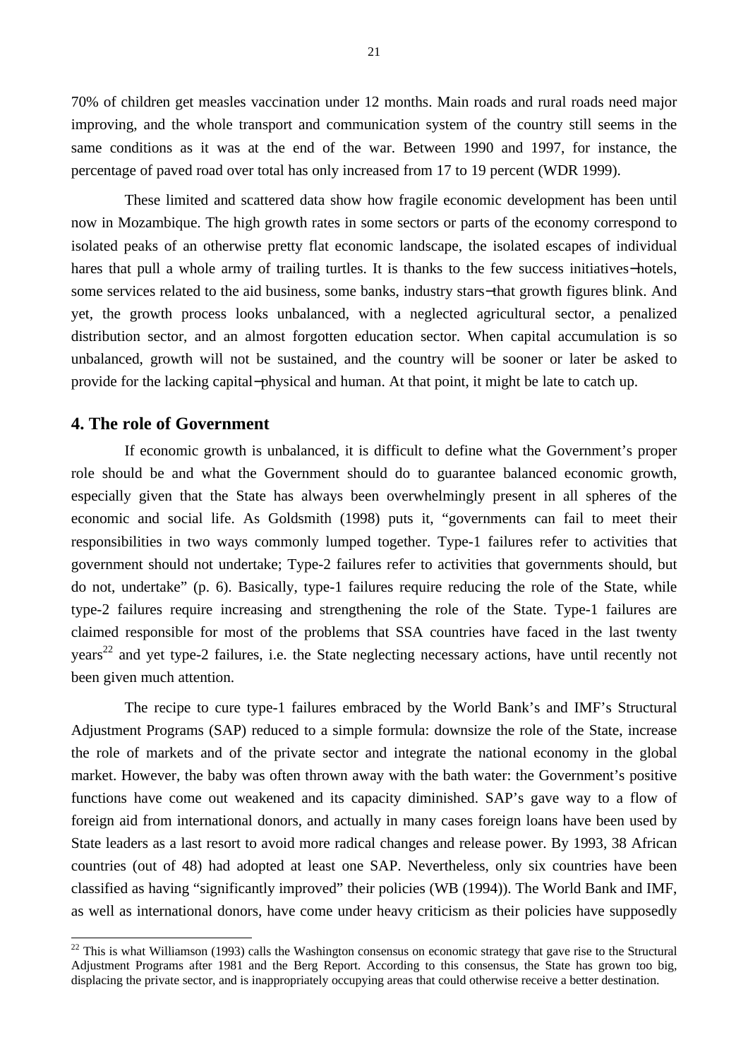70% of children get measles vaccination under 12 months. Main roads and rural roads need major improving, and the whole transport and communication system of the country still seems in the same conditions as it was at the end of the war. Between 1990 and 1997, for instance, the percentage of paved road over total has only increased from 17 to 19 percent (WDR 1999).

These limited and scattered data show how fragile economic development has been until now in Mozambique. The high growth rates in some sectors or parts of the economy correspond to isolated peaks of an otherwise pretty flat economic landscape, the isolated escapes of individual hares that pull a whole army of trailing turtles. It is thanks to the few success initiatives−hotels, some services related to the aid business, some banks, industry stars−that growth figures blink. And yet, the growth process looks unbalanced, with a neglected agricultural sector, a penalized distribution sector, and an almost forgotten education sector. When capital accumulation is so unbalanced, growth will not be sustained, and the country will be sooner or later be asked to provide for the lacking capital−physical and human. At that point, it might be late to catch up.

## 4. The role of Government

If economic growth is unbalanced, it is difficult to define what the Government's proper role should be and what the Government should do to guarantee balanced economic growth, especially given that the State has always been overwhelmingly present in all spheres of the economic and social life. As Goldsmith (1998) puts it, "governments can fail to meet their responsibilities in two ways commonly lumped together. Type-1 failures refer to activities that government should not undertake; Type-2 failures refer to activities that governments should, but do not, undertake" (p. 6). Basically, type-1 failures require reducing the role of the State, while type-2 failures require increasing and strengthening the role of the State. Type-1 failures are claimed responsible for most of the problems that SSA countries have faced in the last twenty years[22] and yet type-2 failures, i.e. the State neglecting necessary actions, have until recently not been given much attention.

The recipe to cure type-1 failures embraced by the World Bank's and IMF's Structural Adjustment Programs (SAP) reduced to a simple formula: downsize the role of the State, increase the role of markets and of the private sector and integrate the national economy in the global market. However, the baby was often thrown away with the bath water: the Government's positive functions have come out weakened and its capacity diminished. SAP's gave way to a flow of foreign aid from international donors, and actually in many cases foreign loans have been used by State leaders as a last resort to avoid more radical changes and release power. By 1993, 38 African countries (out of 48) had adopted at least one SAP. Nevertheless, only six countries have been classified as having "significantly improved" their policies (WB (1994)). The World Bank and IMF, as well as international donors, have come under heavy criticism as their policies have supposedly

[22] This is what Williamson (1993) calls the Washington consensus on economic strategy that gave rise to the Structural Adjustment Programs after 1981 and the Berg Report. According to this consensus, the State has grown too big, displacing the private sector, and is inappropriately occupying areas that could otherwise receive a better destination.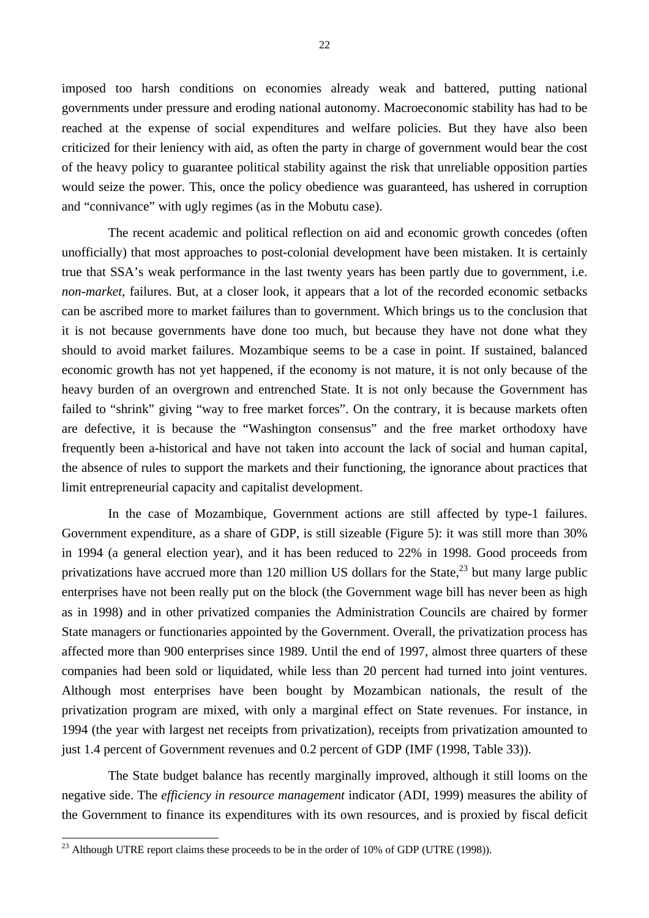imposed too harsh conditions on economies already weak and battered, putting national governments under pressure and eroding national autonomy. Macroeconomic stability has had to be reached at the expense of social expenditures and welfare policies. But they have also been criticized for their leniency with aid, as often the party in charge of government would bear the cost of the heavy policy to guarantee political stability against the risk that unreliable opposition parties would seize the power. This, once the policy obedience was guaranteed, has ushered in corruption and "connivance" with ugly regimes (as in the Mobutu case).

The recent academic and political reflection on aid and economic growth concedes (often unofficially) that most approaches to post-colonial development have been mistaken. It is certainly true that SSA's weak performance in the last twenty years has been partly due to government, i.e. *non-market*, failures. But, at a closer look, it appears that a lot of the recorded economic setbacks can be ascribed more to market failures than to government. Which brings us to the conclusion that it is not because governments have done too much, but because they have not done what they should to avoid market failures. Mozambique seems to be a case in point. If sustained, balanced economic growth has not yet happened, if the economy is not mature, it is not only because of the heavy burden of an overgrown and entrenched State. It is not only because the Government has failed to "shrink" giving "way to free market forces". On the contrary, it is because markets often are defective, it is because the "Washington consensus" and the free market orthodoxy have frequently been a-historical and have not taken into account the lack of social and human capital, the absence of rules to support the markets and their functioning, the ignorance about practices that limit entrepreneurial capacity and capitalist development.

In the case of Mozambique, Government actions are still affected by type-1 failures. Government expenditure, as a share of GDP, is still sizeable (Figure 5): it was still more than 30% in 1994 (a general election year), and it has been reduced to 22% in 1998. Good proceeds from privatizations have accrued more than 120 million US dollars for the State,[23] but many large public enterprises have not been really put on the block (the Government wage bill has never been as high as in 1998) and in other privatized companies the Administration Councils are chaired by former State managers or functionaries appointed by the Government. Overall, the privatization process has affected more than 900 enterprises since 1989. Until the end of 1997, almost three quarters of these companies had been sold or liquidated, while less than 20 percent had turned into joint ventures. Although most enterprises have been bought by Mozambican nationals, the result of the privatization program are mixed, with only a marginal effect on State revenues. For instance, in 1994 (the year with largest net receipts from privatization), receipts from privatization amounted to just 1.4 percent of Government revenues and 0.2 percent of GDP (IMF (1998, Table 33)).

The State budget balance has recently marginally improved, although it still looms on the negative side. The *efficiency in resource management* indicator (ADI, 1999) measures the ability of the Government to finance its expenditures with its own resources, and is proxied by fiscal deficit

---

[23] Although UTRE report claims these proceeds to be in the order of 10% of GDP (UTRE (1998)).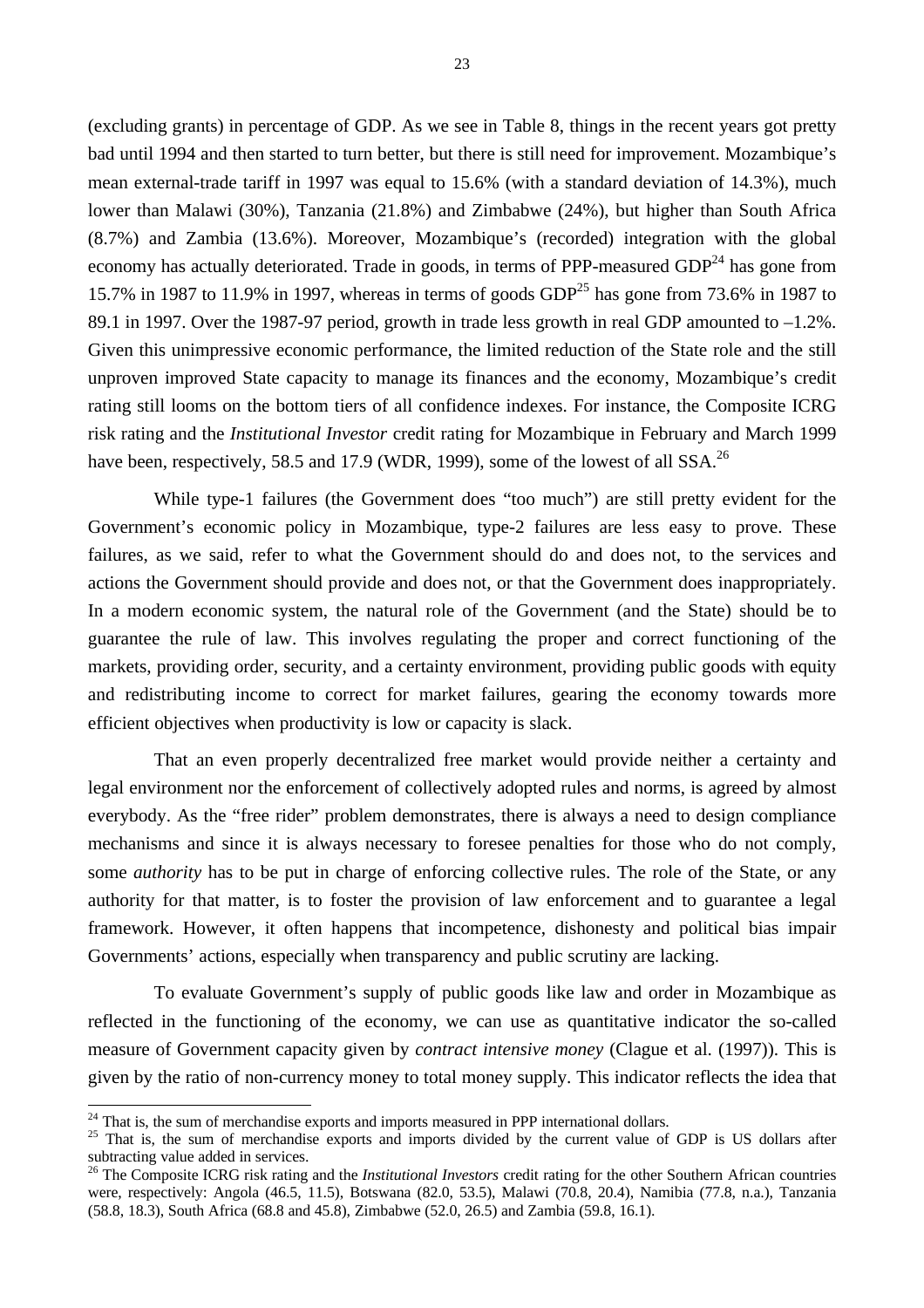(excluding grants) in percentage of GDP. As we see in Table 8, things in the recent years got pretty bad until 1994 and then started to turn better, but there is still need for improvement. Mozambique's mean external-trade tariff in 1997 was equal to 15.6% (with a standard deviation of 14.3%), much lower than Malawi (30%), Tanzania (21.8%) and Zimbabwe (24%), but higher than South Africa (8.7%) and Zambia (13.6%). Moreover, Mozambique's (recorded) integration with the global economy has actually deteriorated. Trade in goods, in terms of PPP-measured GDP[24] has gone from 15.7% in 1987 to 11.9% in 1997, whereas in terms of goods GDP[25] has gone from 73.6% in 1987 to 89.1 in 1997. Over the 1987-97 period, growth in trade less growth in real GDP amounted to –1.2%. Given this unimpressive economic performance, the limited reduction of the State role and the still unproven improved State capacity to manage its finances and the economy, Mozambique's credit rating still looms on the bottom tiers of all confidence indexes. For instance, the Composite ICRG risk rating and the *Institutional Investor* credit rating for Mozambique in February and March 1999 have been, respectively, 58.5 and 17.9 (WDR, 1999), some of the lowest of all SSA.[26]

While type-1 failures (the Government does "too much") are still pretty evident for the Government's economic policy in Mozambique, type-2 failures are less easy to prove. These failures, as we said, refer to what the Government should do and does not, to the services and actions the Government should provide and does not, or that the Government does inappropriately. In a modern economic system, the natural role of the Government (and the State) should be to guarantee the rule of law. This involves regulating the proper and correct functioning of the markets, providing order, security, and a certainty environment, providing public goods with equity and redistributing income to correct for market failures, gearing the economy towards more efficient objectives when productivity is low or capacity is slack.

That an even properly decentralized free market would provide neither a certainty and legal environment nor the enforcement of collectively adopted rules and norms, is agreed by almost everybody. As the "free rider" problem demonstrates, there is always a need to design compliance mechanisms and since it is always necessary to foresee penalties for those who do not comply, some *authority* has to be put in charge of enforcing collective rules. The role of the State, or any authority for that matter, is to foster the provision of law enforcement and to guarantee a legal framework. However, it often happens that incompetence, dishonesty and political bias impair Governments' actions, especially when transparency and public scrutiny are lacking.

To evaluate Government's supply of public goods like law and order in Mozambique as reflected in the functioning of the economy, we can use as quantitative indicator the so-called measure of Government capacity given by *contract intensive money* (Clague et al. (1997)). This is given by the ratio of non-currency money to total money supply. This indicator reflects the idea that

---

[24] That is, the sum of merchandise exports and imports measured in PPP international dollars.

[25] That is, the sum of merchandise exports and imports divided by the current value of GDP is US dollars after subtracting value added in services.

[26] The Composite ICRG risk rating and the *Institutional Investors* credit rating for the other Southern African countries were, respectively: Angola (46.5, 11.5), Botswana (82.0, 53.5), Malawi (70.8, 20.4), Namibia (77.8, n.a.), Tanzania (58.8, 18.3), South Africa (68.8 and 45.8), Zimbabwe (52.0, 26.5) and Zambia (59.8, 16.1).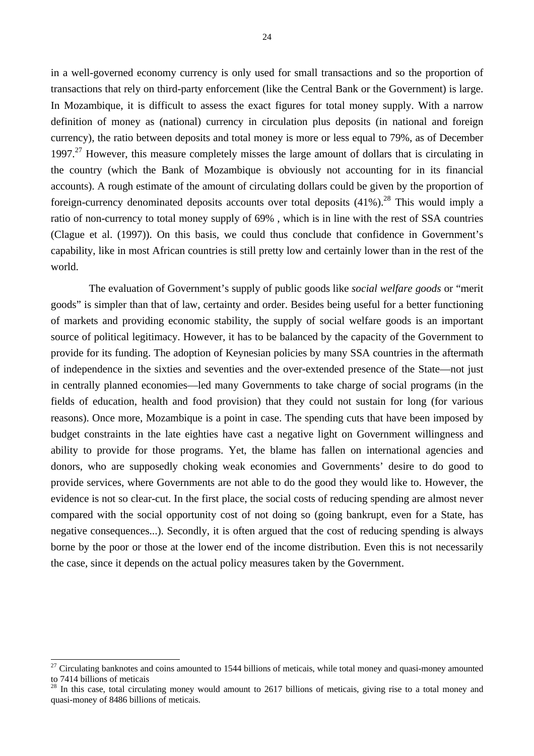in a well-governed economy currency is only used for small transactions and so the proportion of transactions that rely on third-party enforcement (like the Central Bank or the Government) is large. In Mozambique, it is difficult to assess the exact figures for total money supply. With a narrow definition of money as (national) currency in circulation plus deposits (in national and foreign currency), the ratio between deposits and total money is more or less equal to 79%, as of December 1997.[27] However, this measure completely misses the large amount of dollars that is circulating in the country (which the Bank of Mozambique is obviously not accounting for in its financial accounts). A rough estimate of the amount of circulating dollars could be given by the proportion of foreign-currency denominated deposits accounts over total deposits (41%).[28] This would imply a ratio of non-currency to total money supply of 69% , which is in line with the rest of SSA countries (Clague et al. (1997)). On this basis, we could thus conclude that confidence in Government's capability, like in most African countries is still pretty low and certainly lower than in the rest of the world.

The evaluation of Government's supply of public goods like *social welfare goods* or "merit goods" is simpler than that of law, certainty and order. Besides being useful for a better functioning of markets and providing economic stability, the supply of social welfare goods is an important source of political legitimacy. However, it has to be balanced by the capacity of the Government to provide for its funding. The adoption of Keynesian policies by many SSA countries in the aftermath of independence in the sixties and seventies and the over-extended presence of the State—not just in centrally planned economies—led many Governments to take charge of social programs (in the fields of education, health and food provision) that they could not sustain for long (for various reasons). Once more, Mozambique is a point in case. The spending cuts that have been imposed by budget constraints in the late eighties have cast a negative light on Government willingness and ability to provide for those programs. Yet, the blame has fallen on international agencies and donors, who are supposedly choking weak economies and Governments' desire to do good to provide services, where Governments are not able to do the good they would like to. However, the evidence is not so clear-cut. In the first place, the social costs of reducing spending are almost never compared with the social opportunity cost of not doing so (going bankrupt, even for a State, has negative consequences...). Secondly, it is often argued that the cost of reducing spending is always borne by the poor or those at the lower end of the income distribution. Even this is not necessarily the case, since it depends on the actual policy measures taken by the Government.

---

[27] Circulating banknotes and coins amounted to 1544 billions of meticais, while total money and quasi-money amounted to 7414 billions of meticais

[28] In this case, total circulating money would amount to 2617 billions of meticais, giving rise to a total money and quasi-money of 8486 billions of meticais.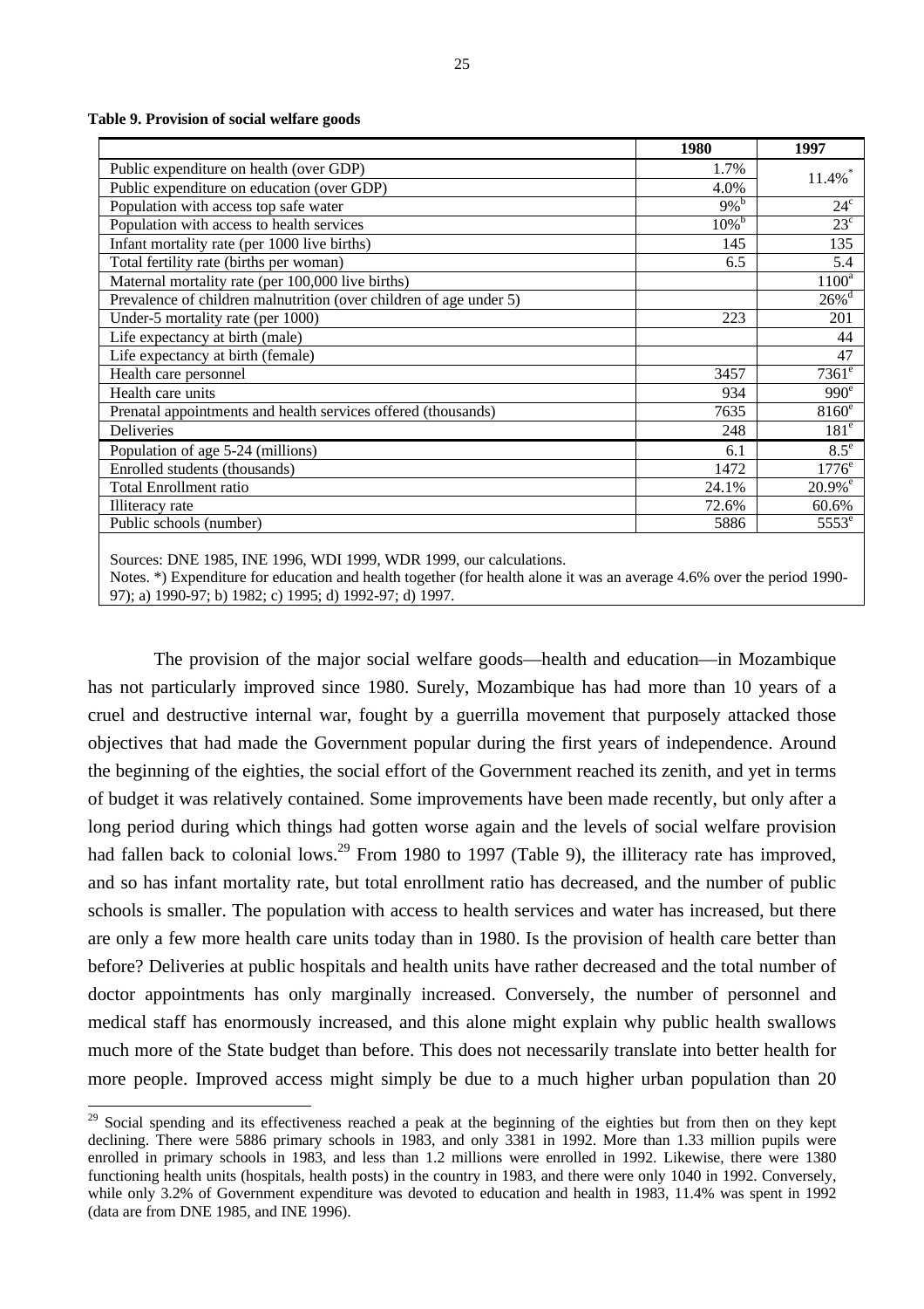**Table 9. Provision of social welfare goods**

| | 1980 | 1997 |
|---|---|---|
| Public expenditure on health (over GDP) | 1.7% | 11.4%* |
| Public expenditure on education (over GDP) | 4.0% | |
| Population with access top safe water | 9%[b] | 24[c] |
| Population with access to health services | 10%[b] | 23[c] |
| Infant mortality rate (per 1000 live births) | 145 | 135 |
| Total fertility rate (births per woman) | 6.5 | 5.4 |
| Maternal mortality rate (per 100,000 live births) | | 1100[a] |
| Prevalence of children malnutrition (over children of age under 5) | | 26%[d] |
| Under-5 mortality rate (per 1000) | 223 | 201 |
| Life expectancy at birth (male) | | 44 |
| Life expectancy at birth (female) | | 47 |
| Health care personnel | 3457 | 7361[e] |
| Health care units | 934 | 990[e] |
| Prenatal appointments and health services offered (thousands) | 7635 | 8160[e] |
| Deliveries | 248 | 181[e] |
| Population of age 5-24 (millions) | 6.1 | 8.5[e] |
| Enrolled students (thousands) | 1472 | 1776[e] |
| Total Enrollment ratio | 24.1% | 20.9%[e] |
| Illiteracy rate | 72.6% | 60.6% |
| Public schools (number) | 5886 | 5553[e] |

Sources: DNE 1985, INE 1996, WDI 1999, WDR 1999, our calculations.
Notes. *) Expenditure for education and health together (for health alone it was an average 4.6% over the period 1990-97); a) 1990-97; b) 1982; c) 1995; d) 1992-97; d) 1997.

The provision of the major social welfare goods—health and education—in Mozambique has not particularly improved since 1980. Surely, Mozambique has had more than 10 years of a cruel and destructive internal war, fought by a guerrilla movement that purposely attacked those objectives that had made the Government popular during the first years of independence. Around the beginning of the eighties, the social effort of the Government reached its zenith, and yet in terms of budget it was relatively contained. Some improvements have been made recently, but only after a long period during which things had gotten worse again and the levels of social welfare provision had fallen back to colonial lows.[29] From 1980 to 1997 (Table 9), the illiteracy rate has improved, and so has infant mortality rate, but total enrollment ratio has decreased, and the number of public schools is smaller. The population with access to health services and water has increased, but there are only a few more health care units today than in 1980. Is the provision of health care better than before? Deliveries at public hospitals and health units have rather decreased and the total number of doctor appointments has only marginally increased. Conversely, the number of personnel and medical staff has enormously increased, and this alone might explain why public health swallows much more of the State budget than before. This does not necessarily translate into better health for more people. Improved access might simply be due to a much higher urban population than 20

[29] Social spending and its effectiveness reached a peak at the beginning of the eighties but from then on they kept declining. There were 5886 primary schools in 1983, and only 3381 in 1992. More than 1.33 million pupils were enrolled in primary schools in 1983, and less than 1.2 millions were enrolled in 1992. Likewise, there were 1380 functioning health units (hospitals, health posts) in the country in 1983, and there were only 1040 in 1992. Conversely, while only 3.2% of Government expenditure was devoted to education and health in 1983, 11.4% was spent in 1992 (data are from DNE 1985, and INE 1996).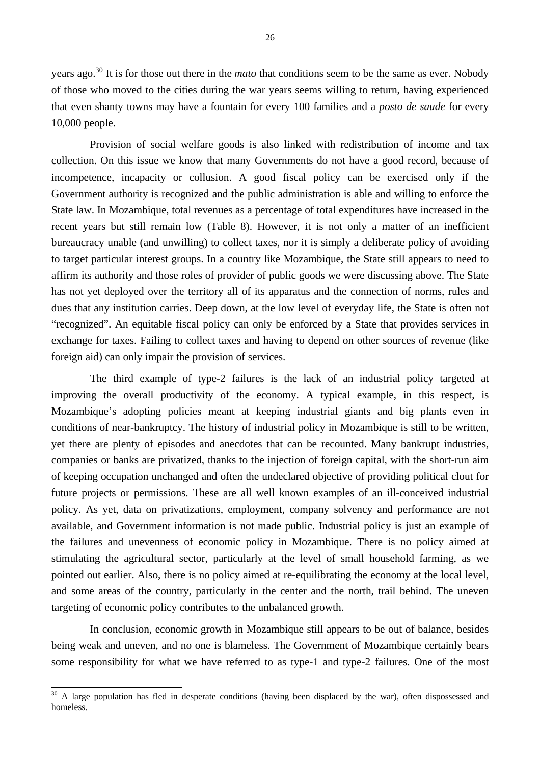years ago.[30] It is for those out there in the *mato* that conditions seem to be the same as ever. Nobody of those who moved to the cities during the war years seems willing to return, having experienced that even shanty towns may have a fountain for every 100 families and a *posto de saude* for every 10,000 people.

Provision of social welfare goods is also linked with redistribution of income and tax collection. On this issue we know that many Governments do not have a good record, because of incompetence, incapacity or collusion. A good fiscal policy can be exercised only if the Government authority is recognized and the public administration is able and willing to enforce the State law. In Mozambique, total revenues as a percentage of total expenditures have increased in the recent years but still remain low (Table 8). However, it is not only a matter of an inefficient bureaucracy unable (and unwilling) to collect taxes, nor it is simply a deliberate policy of avoiding to target particular interest groups. In a country like Mozambique, the State still appears to need to affirm its authority and those roles of provider of public goods we were discussing above. The State has not yet deployed over the territory all of its apparatus and the connection of norms, rules and dues that any institution carries. Deep down, at the low level of everyday life, the State is often not "recognized". An equitable fiscal policy can only be enforced by a State that provides services in exchange for taxes. Failing to collect taxes and having to depend on other sources of revenue (like foreign aid) can only impair the provision of services.

The third example of type-2 failures is the lack of an industrial policy targeted at improving the overall productivity of the economy. A typical example, in this respect, is Mozambique's adopting policies meant at keeping industrial giants and big plants even in conditions of near-bankruptcy. The history of industrial policy in Mozambique is still to be written, yet there are plenty of episodes and anecdotes that can be recounted. Many bankrupt industries, companies or banks are privatized, thanks to the injection of foreign capital, with the short-run aim of keeping occupation unchanged and often the undeclared objective of providing political clout for future projects or permissions. These are all well known examples of an ill-conceived industrial policy. As yet, data on privatizations, employment, company solvency and performance are not available, and Government information is not made public. Industrial policy is just an example of the failures and unevenness of economic policy in Mozambique. There is no policy aimed at stimulating the agricultural sector, particularly at the level of small household farming, as we pointed out earlier. Also, there is no policy aimed at re-equilibrating the economy at the local level, and some areas of the country, particularly in the center and the north, trail behind. The uneven targeting of economic policy contributes to the unbalanced growth.

In conclusion, economic growth in Mozambique still appears to be out of balance, besides being weak and uneven, and no one is blameless. The Government of Mozambique certainly bears some responsibility for what we have referred to as type-1 and type-2 failures. One of the most

[30] A large population has fled in desperate conditions (having been displaced by the war), often dispossessed and homeless.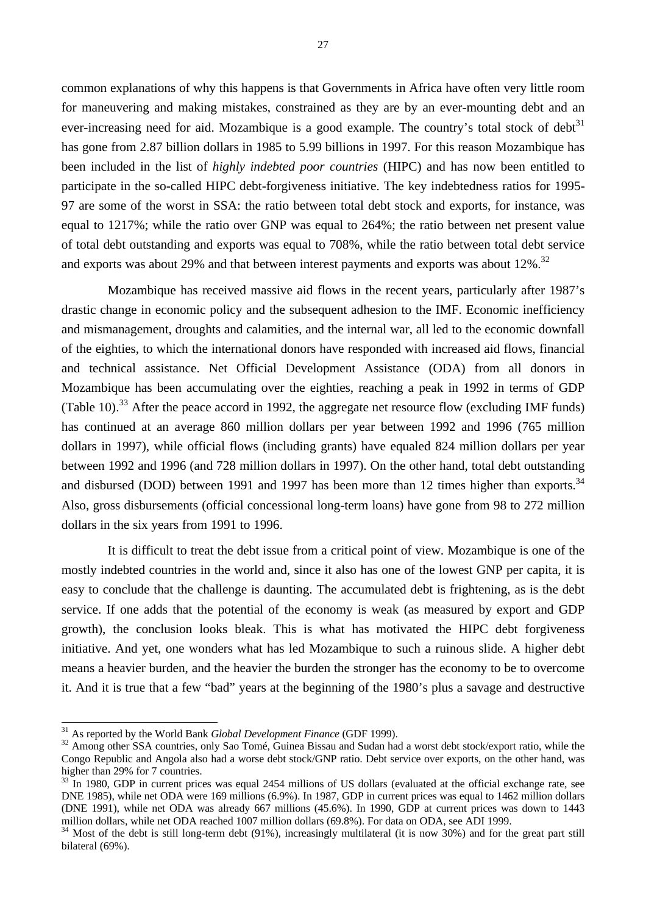common explanations of why this happens is that Governments in Africa have often very little room for maneuvering and making mistakes, constrained as they are by an ever-mounting debt and an ever-increasing need for aid. Mozambique is a good example. The country's total stock of debt[31] has gone from 2.87 billion dollars in 1985 to 5.99 billions in 1997. For this reason Mozambique has been included in the list of *highly indebted poor countries* (HIPC) and has now been entitled to participate in the so-called HIPC debt-forgiveness initiative. The key indebtedness ratios for 1995-97 are some of the worst in SSA: the ratio between total debt stock and exports, for instance, was equal to 1217%; while the ratio over GNP was equal to 264%; the ratio between net present value of total debt outstanding and exports was equal to 708%, while the ratio between total debt service and exports was about 29% and that between interest payments and exports was about 12%.[32]

Mozambique has received massive aid flows in the recent years, particularly after 1987's drastic change in economic policy and the subsequent adhesion to the IMF. Economic inefficiency and mismanagement, droughts and calamities, and the internal war, all led to the economic downfall of the eighties, to which the international donors have responded with increased aid flows, financial and technical assistance. Net Official Development Assistance (ODA) from all donors in Mozambique has been accumulating over the eighties, reaching a peak in 1992 in terms of GDP (Table 10).[33] After the peace accord in 1992, the aggregate net resource flow (excluding IMF funds) has continued at an average 860 million dollars per year between 1992 and 1996 (765 million dollars in 1997), while official flows (including grants) have equaled 824 million dollars per year between 1992 and 1996 (and 728 million dollars in 1997). On the other hand, total debt outstanding and disbursed (DOD) between 1991 and 1997 has been more than 12 times higher than exports.[34] Also, gross disbursements (official concessional long-term loans) have gone from 98 to 272 million dollars in the six years from 1991 to 1996.

It is difficult to treat the debt issue from a critical point of view. Mozambique is one of the mostly indebted countries in the world and, since it also has one of the lowest GNP per capita, it is easy to conclude that the challenge is daunting. The accumulated debt is frightening, as is the debt service. If one adds that the potential of the economy is weak (as measured by export and GDP growth), the conclusion looks bleak. This is what has motivated the HIPC debt forgiveness initiative. And yet, one wonders what has led Mozambique to such a ruinous slide. A higher debt means a heavier burden, and the heavier the burden the stronger has the economy to be to overcome it. And it is true that a few "bad" years at the beginning of the 1980's plus a savage and destructive

---

[31] As reported by the World Bank *Global Development Finance* (GDF 1999).

[32] Among other SSA countries, only Sao Tomé, Guinea Bissau and Sudan had a worst debt stock/export ratio, while the Congo Republic and Angola also had a worse debt stock/GNP ratio. Debt service over exports, on the other hand, was higher than 29% for 7 countries.

[33] In 1980, GDP in current prices was equal 2454 millions of US dollars (evaluated at the official exchange rate, see DNE 1985), while net ODA were 169 millions (6.9%). In 1987, GDP in current prices was equal to 1462 million dollars (DNE 1991), while net ODA was already 667 millions (45.6%). In 1990, GDP at current prices was down to 1443 million dollars, while net ODA reached 1007 million dollars (69.8%). For data on ODA, see ADI 1999.

[34] Most of the debt is still long-term debt (91%), increasingly multilateral (it is now 30%) and for the great part still bilateral (69%).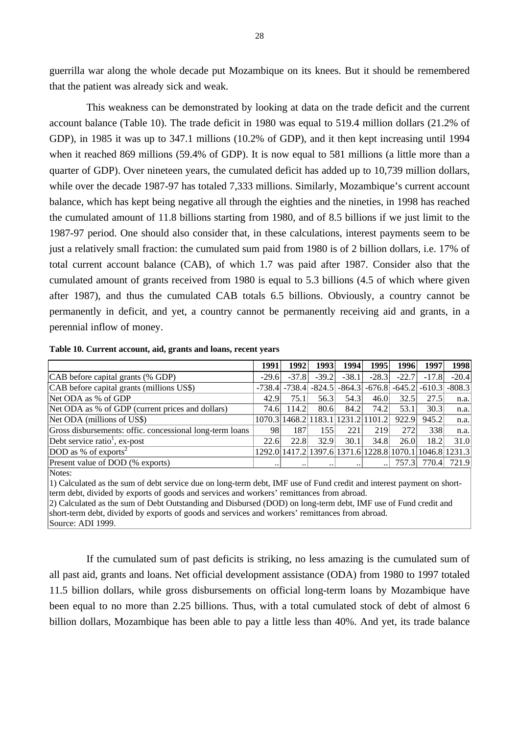guerrilla war along the whole decade put Mozambique on its knees. But it should be remembered that the patient was already sick and weak.

This weakness can be demonstrated by looking at data on the trade deficit and the current account balance (Table 10). The trade deficit in 1980 was equal to 519.4 million dollars (21.2% of GDP), in 1985 it was up to 347.1 millions (10.2% of GDP), and it then kept increasing until 1994 when it reached 869 millions (59.4% of GDP). It is now equal to 581 millions (a little more than a quarter of GDP). Over nineteen years, the cumulated deficit has added up to 10,739 million dollars, while over the decade 1987-97 has totaled 7,333 millions. Similarly, Mozambique's current account balance, which has kept being negative all through the eighties and the nineties, in 1998 has reached the cumulated amount of 11.8 billions starting from 1980, and of 8.5 billions if we just limit to the 1987-97 period. One should also consider that, in these calculations, interest payments seem to be just a relatively small fraction: the cumulated sum paid from 1980 is of 2 billion dollars, i.e. 17% of total current account balance (CAB), of which 1.7 was paid after 1987. Consider also that the cumulated amount of grants received from 1980 is equal to 5.3 billions (4.5 of which where given after 1987), and thus the cumulated CAB totals 6.5 billions. Obviously, a country cannot be permanently in deficit, and yet, a country cannot be permanently receiving aid and grants, in a perennial inflow of money.

**Table 10. Current account, aid, grants and loans, recent years**

| | 1991 | 1992 | 1993 | 1994 | 1995 | 1996 | 1997 | 1998 |
|---|---|---|---|---|---|---|---|---|
| CAB before capital grants (% GDP) | -29.6 | -37.8 | -39.2 | -38.1 | -28.3 | -22.7 | -17.8 | -20.4 |
| CAB before capital grants (millions US$) | -738.4 | -738.4 | -824.5 | -864.3 | -676.8 | -645.2 | -610.3 | -808.3 |
| Net ODA as % of GDP | 42.9 | 75.1 | 56.3 | 54.3 | 46.0 | 32.5 | 27.5 | n.a. |
| Net ODA as % of GDP (current prices and dollars) | 74.6 | 114.2 | 80.6 | 84.2 | 74.2 | 53.1 | 30.3 | n.a. |
| Net ODA (millions of US$) | 1070.3 | 1468.2 | 1183.1 | 1231.2 | 1101.2 | 922.9 | 945.2 | n.a. |
| Gross disbursements: offic. concessional long-term loans | 98 | 187 | 155 | 221 | 219 | 272 | 338 | n.a. |
| Debt service ratio[1], ex-post | 22.6 | 22.8 | 32.9 | 30.1 | 34.8 | 26.0 | 18.2 | 31.0 |
| DOD as % of exports[2] | 1292.0 | 1417.2 | 1397.6 | 1371.6 | 1228.8 | 1070.1 | 1046.8 | 1231.3 |
| Present value of DOD (% exports) | .. | .. | .. | .. | .. | 757.3 | 770.4 | 721.9 |

Notes:
1) Calculated as the sum of debt service due on long-term debt, IMF use of Fund credit and interest payment on short-term debt, divided by exports of goods and services and workers' remittances from abroad.
2) Calculated as the sum of Debt Outstanding and Disbursed (DOD) on long-term debt, IMF use of Fund credit and short-term debt, divided by exports of goods and services and workers' remittances from abroad.
Source: ADI 1999.

If the cumulated sum of past deficits is striking, no less amazing is the cumulated sum of all past aid, grants and loans. Net official development assistance (ODA) from 1980 to 1997 totaled 11.5 billion dollars, while gross disbursements on official long-term loans by Mozambique have been equal to no more than 2.25 billions. Thus, with a total cumulated stock of debt of almost 6 billion dollars, Mozambique has been able to pay a little less than 40%. And yet, its trade balance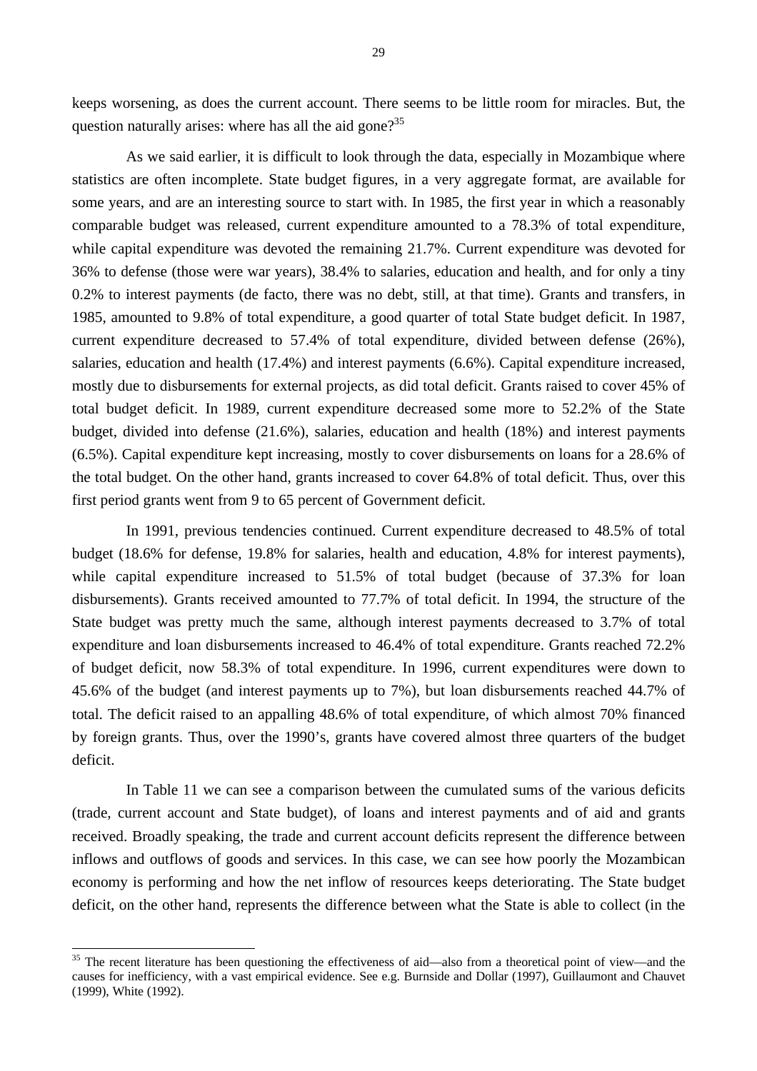keeps worsening, as does the current account. There seems to be little room for miracles. But, the question naturally arises: where has all the aid gone?[35]

As we said earlier, it is difficult to look through the data, especially in Mozambique where statistics are often incomplete. State budget figures, in a very aggregate format, are available for some years, and are an interesting source to start with. In 1985, the first year in which a reasonably comparable budget was released, current expenditure amounted to a 78.3% of total expenditure, while capital expenditure was devoted the remaining 21.7%. Current expenditure was devoted for 36% to defense (those were war years), 38.4% to salaries, education and health, and for only a tiny 0.2% to interest payments (de facto, there was no debt, still, at that time). Grants and transfers, in 1985, amounted to 9.8% of total expenditure, a good quarter of total State budget deficit. In 1987, current expenditure decreased to 57.4% of total expenditure, divided between defense (26%), salaries, education and health (17.4%) and interest payments (6.6%). Capital expenditure increased, mostly due to disbursements for external projects, as did total deficit. Grants raised to cover 45% of total budget deficit. In 1989, current expenditure decreased some more to 52.2% of the State budget, divided into defense (21.6%), salaries, education and health (18%) and interest payments (6.5%). Capital expenditure kept increasing, mostly to cover disbursements on loans for a 28.6% of the total budget. On the other hand, grants increased to cover 64.8% of total deficit. Thus, over this first period grants went from 9 to 65 percent of Government deficit.

In 1991, previous tendencies continued. Current expenditure decreased to 48.5% of total budget (18.6% for defense, 19.8% for salaries, health and education, 4.8% for interest payments), while capital expenditure increased to 51.5% of total budget (because of 37.3% for loan disbursements). Grants received amounted to 77.7% of total deficit. In 1994, the structure of the State budget was pretty much the same, although interest payments decreased to 3.7% of total expenditure and loan disbursements increased to 46.4% of total expenditure. Grants reached 72.2% of budget deficit, now 58.3% of total expenditure. In 1996, current expenditures were down to 45.6% of the budget (and interest payments up to 7%), but loan disbursements reached 44.7% of total. The deficit raised to an appalling 48.6% of total expenditure, of which almost 70% financed by foreign grants. Thus, over the 1990's, grants have covered almost three quarters of the budget deficit.

In Table 11 we can see a comparison between the cumulated sums of the various deficits (trade, current account and State budget), of loans and interest payments and of aid and grants received. Broadly speaking, the trade and current account deficits represent the difference between inflows and outflows of goods and services. In this case, we can see how poorly the Mozambican economy is performing and how the net inflow of resources keeps deteriorating. The State budget deficit, on the other hand, represents the difference between what the State is able to collect (in the

---

[35] The recent literature has been questioning the effectiveness of aid—also from a theoretical point of view—and the causes for inefficiency, with a vast empirical evidence. See e.g. Burnside and Dollar (1997), Guillaumont and Chauvet (1999), White (1992).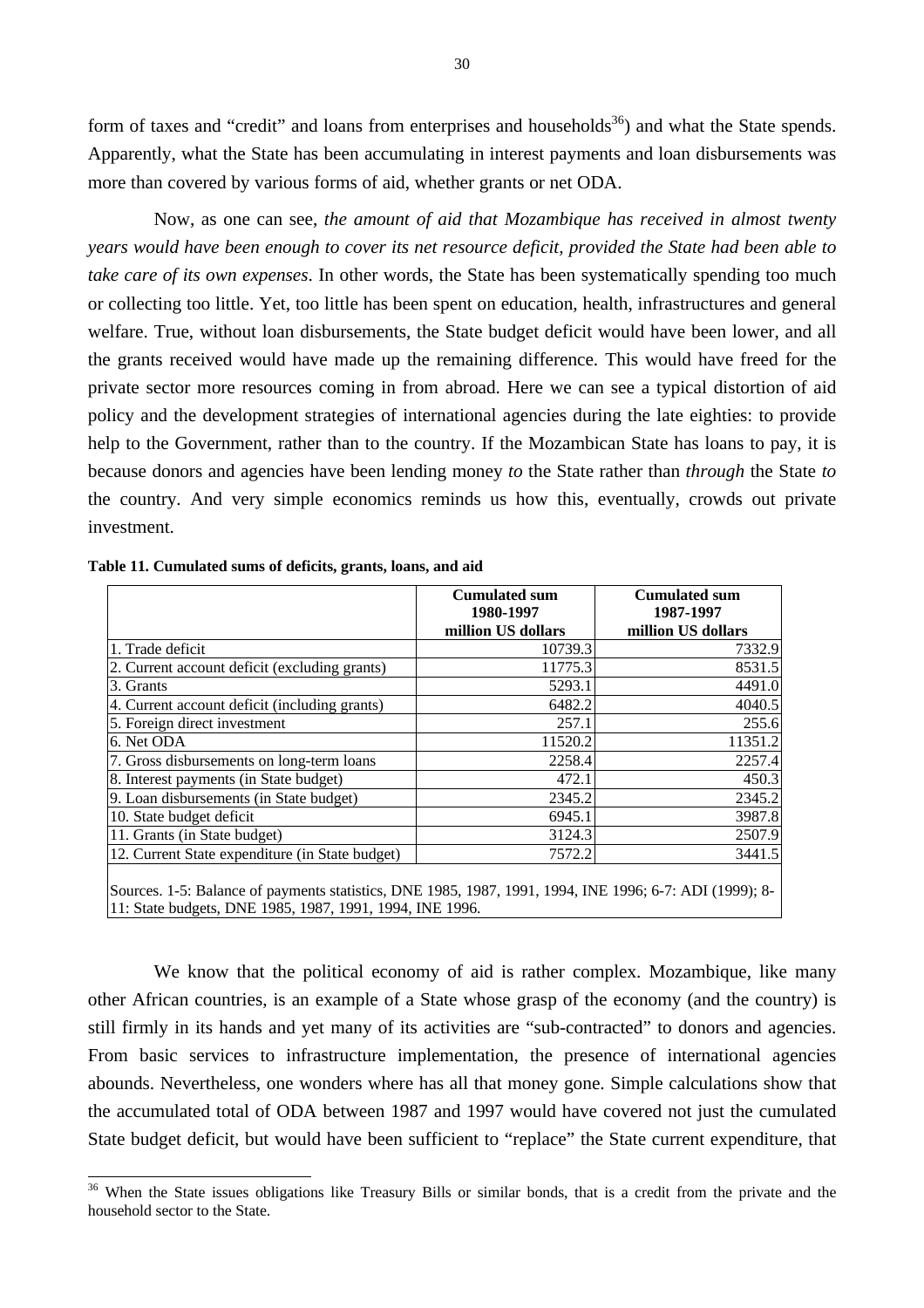form of taxes and "credit" and loans from enterprises and households[36]) and what the State spends. Apparently, what the State has been accumulating in interest payments and loan disbursements was more than covered by various forms of aid, whether grants or net ODA.

Now, as one can see, *the amount of aid that Mozambique has received in almost twenty years would have been enough to cover its net resource deficit, provided the State had been able to take care of its own expenses*. In other words, the State has been systematically spending too much or collecting too little. Yet, too little has been spent on education, health, infrastructures and general welfare. True, without loan disbursements, the State budget deficit would have been lower, and all the grants received would have made up the remaining difference. This would have freed for the private sector more resources coming in from abroad. Here we can see a typical distortion of aid policy and the development strategies of international agencies during the late eighties: to provide help to the Government, rather than to the country. If the Mozambican State has loans to pay, it is because donors and agencies have been lending money *to* the State rather than *through* the State *to* the country. And very simple economics reminds us how this, eventually, crowds out private investment.

**Table 11. Cumulated sums of deficits, grants, loans, and aid**

| | Cumulated sum 1980-1997 million US dollars | Cumulated sum 1987-1997 million US dollars |
|---|---|---|
| 1. Trade deficit | 10739.3 | 7332.9 |
| 2. Current account deficit (excluding grants) | 11775.3 | 8531.5 |
| 3. Grants | 5293.1 | 4491.0 |
| 4. Current account deficit (including grants) | 6482.2 | 4040.5 |
| 5. Foreign direct investment | 257.1 | 255.6 |
| 6. Net ODA | 11520.2 | 11351.2 |
| 7. Gross disbursements on long-term loans | 2258.4 | 2257.4 |
| 8. Interest payments (in State budget) | 472.1 | 450.3 |
| 9. Loan disbursements (in State budget) | 2345.2 | 2345.2 |
| 10. State budget deficit | 6945.1 | 3987.8 |
| 11. Grants (in State budget) | 3124.3 | 2507.9 |
| 12. Current State expenditure (in State budget) | 7572.2 | 3441.5 |

Sources. 1-5: Balance of payments statistics, DNE 1985, 1987, 1991, 1994, INE 1996; 6-7: ADI (1999); 8-11: State budgets, DNE 1985, 1987, 1991, 1994, INE 1996.

We know that the political economy of aid is rather complex. Mozambique, like many other African countries, is an example of a State whose grasp of the economy (and the country) is still firmly in its hands and yet many of its activities are "sub-contracted" to donors and agencies. From basic services to infrastructure implementation, the presence of international agencies abounds. Nevertheless, one wonders where has all that money gone. Simple calculations show that the accumulated total of ODA between 1987 and 1997 would have covered not just the cumulated State budget deficit, but would have been sufficient to "replace" the State current expenditure, that

[36] When the State issues obligations like Treasury Bills or similar bonds, that is a credit from the private and the household sector to the State.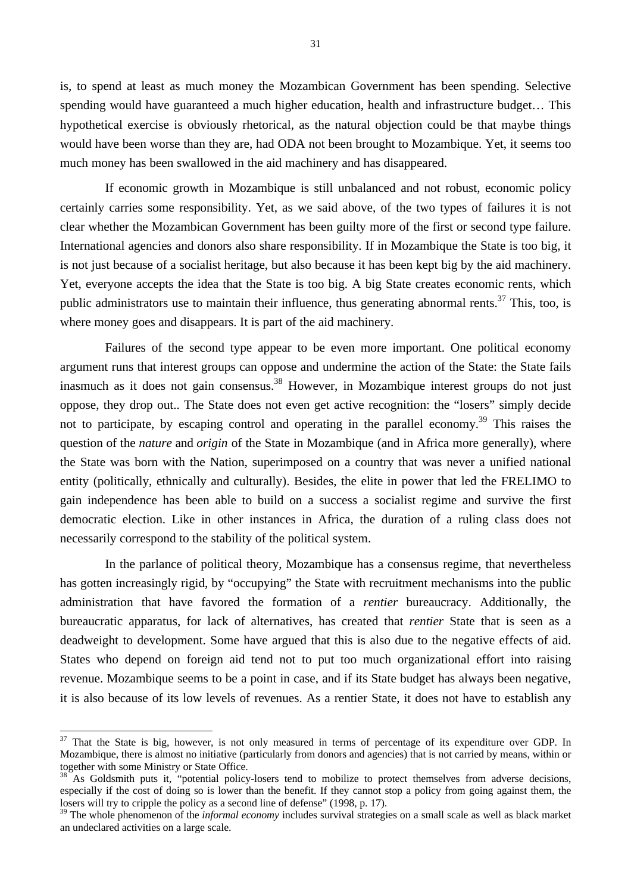is, to spend at least as much money the Mozambican Government has been spending. Selective spending would have guaranteed a much higher education, health and infrastructure budget… This hypothetical exercise is obviously rhetorical, as the natural objection could be that maybe things would have been worse than they are, had ODA not been brought to Mozambique. Yet, it seems too much money has been swallowed in the aid machinery and has disappeared.

If economic growth in Mozambique is still unbalanced and not robust, economic policy certainly carries some responsibility. Yet, as we said above, of the two types of failures it is not clear whether the Mozambican Government has been guilty more of the first or second type failure. International agencies and donors also share responsibility. If in Mozambique the State is too big, it is not just because of a socialist heritage, but also because it has been kept big by the aid machinery. Yet, everyone accepts the idea that the State is too big. A big State creates economic rents, which public administrators use to maintain their influence, thus generating abnormal rents.[37] This, too, is where money goes and disappears. It is part of the aid machinery.

Failures of the second type appear to be even more important. One political economy argument runs that interest groups can oppose and undermine the action of the State: the State fails inasmuch as it does not gain consensus.[38] However, in Mozambique interest groups do not just oppose, they drop out.. The State does not even get active recognition: the "losers" simply decide not to participate, by escaping control and operating in the parallel economy.[39] This raises the question of the *nature* and *origin* of the State in Mozambique (and in Africa more generally), where the State was born with the Nation, superimposed on a country that was never a unified national entity (politically, ethnically and culturally). Besides, the elite in power that led the FRELIMO to gain independence has been able to build on a success a socialist regime and survive the first democratic election. Like in other instances in Africa, the duration of a ruling class does not necessarily correspond to the stability of the political system.

In the parlance of political theory, Mozambique has a consensus regime, that nevertheless has gotten increasingly rigid, by "occupying" the State with recruitment mechanisms into the public administration that have favored the formation of a *rentier* bureaucracy. Additionally, the bureaucratic apparatus, for lack of alternatives, has created that *rentier* State that is seen as a deadweight to development. Some have argued that this is also due to the negative effects of aid. States who depend on foreign aid tend not to put too much organizational effort into raising revenue. Mozambique seems to be a point in case, and if its State budget has always been negative, it is also because of its low levels of revenues. As a rentier State, it does not have to establish any

---

[37] That the State is big, however, is not only measured in terms of percentage of its expenditure over GDP. In Mozambique, there is almost no initiative (particularly from donors and agencies) that is not carried by means, within or together with some Ministry or State Office.

[38] As Goldsmith puts it, "potential policy-losers tend to mobilize to protect themselves from adverse decisions, especially if the cost of doing so is lower than the benefit. If they cannot stop a policy from going against them, the losers will try to cripple the policy as a second line of defense" (1998, p. 17).

[39] The whole phenomenon of the *informal economy* includes survival strategies on a small scale as well as black market an undeclared activities on a large scale.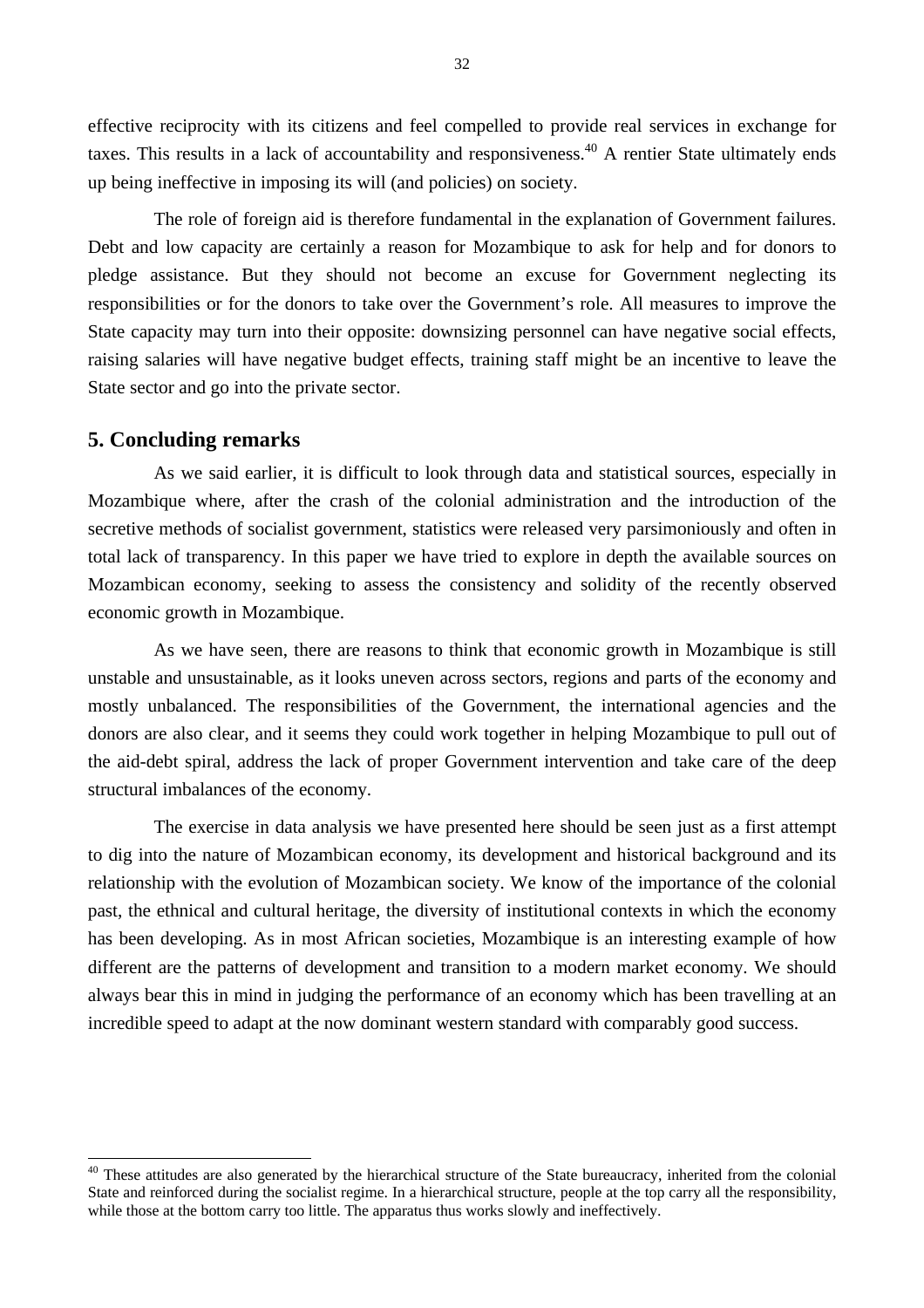effective reciprocity with its citizens and feel compelled to provide real services in exchange for taxes. This results in a lack of accountability and responsiveness.[40] A rentier State ultimately ends up being ineffective in imposing its will (and policies) on society.

The role of foreign aid is therefore fundamental in the explanation of Government failures. Debt and low capacity are certainly a reason for Mozambique to ask for help and for donors to pledge assistance. But they should not become an excuse for Government neglecting its responsibilities or for the donors to take over the Government's role. All measures to improve the State capacity may turn into their opposite: downsizing personnel can have negative social effects, raising salaries will have negative budget effects, training staff might be an incentive to leave the State sector and go into the private sector.

## 5. Concluding remarks

As we said earlier, it is difficult to look through data and statistical sources, especially in Mozambique where, after the crash of the colonial administration and the introduction of the secretive methods of socialist government, statistics were released very parsimoniously and often in total lack of transparency. In this paper we have tried to explore in depth the available sources on Mozambican economy, seeking to assess the consistency and solidity of the recently observed economic growth in Mozambique.

As we have seen, there are reasons to think that economic growth in Mozambique is still unstable and unsustainable, as it looks uneven across sectors, regions and parts of the economy and mostly unbalanced. The responsibilities of the Government, the international agencies and the donors are also clear, and it seems they could work together in helping Mozambique to pull out of the aid-debt spiral, address the lack of proper Government intervention and take care of the deep structural imbalances of the economy.

The exercise in data analysis we have presented here should be seen just as a first attempt to dig into the nature of Mozambican economy, its development and historical background and its relationship with the evolution of Mozambican society. We know of the importance of the colonial past, the ethnical and cultural heritage, the diversity of institutional contexts in which the economy has been developing. As in most African societies, Mozambique is an interesting example of how different are the patterns of development and transition to a modern market economy. We should always bear this in mind in judging the performance of an economy which has been travelling at an incredible speed to adapt at the now dominant western standard with comparably good success.

---

[40] These attitudes are also generated by the hierarchical structure of the State bureaucracy, inherited from the colonial State and reinforced during the socialist regime. In a hierarchical structure, people at the top carry all the responsibility, while those at the bottom carry too little. The apparatus thus works slowly and ineffectively.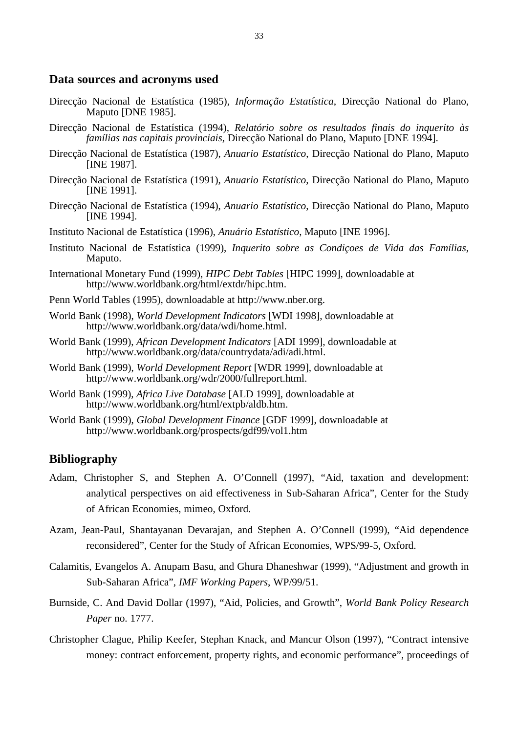## Data sources and acronyms used

Direcção Nacional de Estatística (1985), *Informação Estatística*, Direcção National do Plano, Maputo [DNE 1985].

Direcção Nacional de Estatística (1994), *Relatório sobre os resultados finais do inquerito às famílias nas capitais provinciais*, Direcção National do Plano, Maputo [DNE 1994].

Direcção Nacional de Estatística (1987), *Anuario Estatístico*, Direcção National do Plano, Maputo [INE 1987].

Direcção Nacional de Estatística (1991), *Anuario Estatístico*, Direcção National do Plano, Maputo [INE 1991].

Direcção Nacional de Estatística (1994), *Anuario Estatístico*, Direcção National do Plano, Maputo [INE 1994].

Instituto Nacional de Estatística (1996), *Anuário Estatístico*, Maputo [INE 1996].

Instituto Nacional de Estatística (1999), *Inquerito sobre as Condiçoes de Vida das Famílias*, Maputo.

International Monetary Fund (1999), *HIPC Debt Tables* [HIPC 1999], downloadable at http://www.worldbank.org/html/extdr/hipc.htm.

Penn World Tables (1995), downloadable at http://www.nber.org.

World Bank (1998), *World Development Indicators* [WDI 1998], downloadable at http://www.worldbank.org/data/wdi/home.html.

World Bank (1999), *African Development Indicators* [ADI 1999], downloadable at http://www.worldbank.org/data/countrydata/adi/adi.html.

World Bank (1999), *World Development Report* [WDR 1999], downloadable at http://www.worldbank.org/wdr/2000/fullreport.html.

World Bank (1999), *Africa Live Database* [ALD 1999], downloadable at http://www.worldbank.org/html/extpb/aldb.htm.

World Bank (1999), *Global Development Finance* [GDF 1999], downloadable at http://www.worldbank.org/prospects/gdf99/vol1.htm

## Bibliography

Adam, Christopher S, and Stephen A. O'Connell (1997), "Aid, taxation and development: analytical perspectives on aid effectiveness in Sub-Saharan Africa", Center for the Study of African Economies, mimeo, Oxford.

Azam, Jean-Paul, Shantayanan Devarajan, and Stephen A. O'Connell (1999), "Aid dependence reconsidered", Center for the Study of African Economies, WPS/99-5, Oxford.

Calamitis, Evangelos A. Anupam Basu, and Ghura Dhaneshwar (1999), "Adjustment and growth in Sub-Saharan Africa", *IMF Working Papers*, WP/99/51.

Burnside, C. And David Dollar (1997), "Aid, Policies, and Growth", *World Bank Policy Research Paper* no. 1777.

Christopher Clague, Philip Keefer, Stephan Knack, and Mancur Olson (1997), "Contract intensive money: contract enforcement, property rights, and economic performance", proceedings of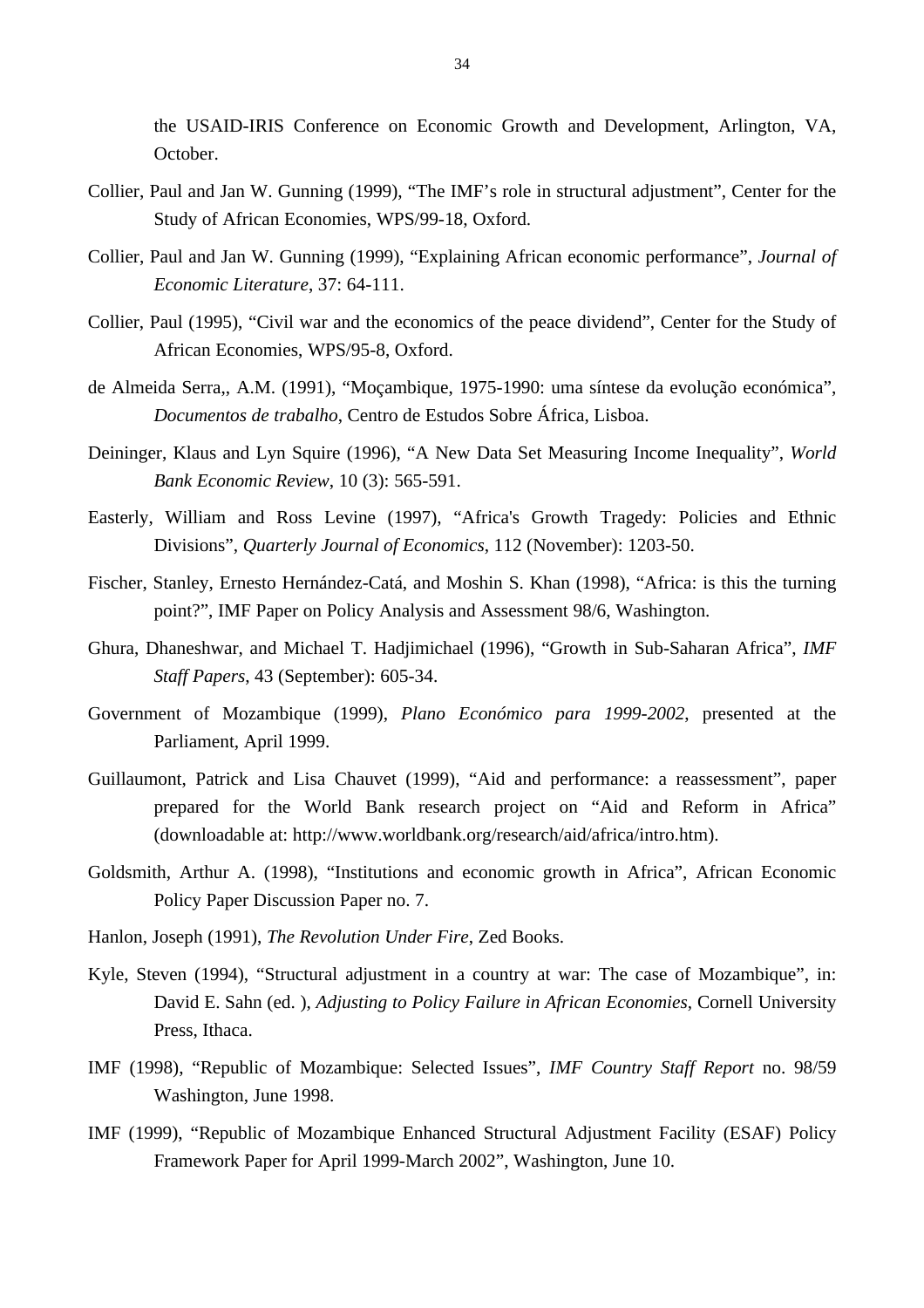the USAID-IRIS Conference on Economic Growth and Development, Arlington, VA, October.

Collier, Paul and Jan W. Gunning (1999), "The IMF's role in structural adjustment", Center for the Study of African Economies, WPS/99-18, Oxford.

Collier, Paul and Jan W. Gunning (1999), "Explaining African economic performance", *Journal of Economic Literature*, 37: 64-111.

Collier, Paul (1995), "Civil war and the economics of the peace dividend", Center for the Study of African Economies, WPS/95-8, Oxford.

de Almeida Serra,, A.M. (1991), "Moçambique, 1975-1990: uma síntese da evolução económica", *Documentos de trabalho*, Centro de Estudos Sobre África, Lisboa.

Deininger, Klaus and Lyn Squire (1996), "A New Data Set Measuring Income Inequality", *World Bank Economic Review*, 10 (3): 565-591.

Easterly, William and Ross Levine (1997), "Africa's Growth Tragedy: Policies and Ethnic Divisions", *Quarterly Journal of Economics*, 112 (November): 1203-50.

Fischer, Stanley, Ernesto Hernández-Catá, and Moshin S. Khan (1998), "Africa: is this the turning point?", IMF Paper on Policy Analysis and Assessment 98/6, Washington.

Ghura, Dhaneshwar, and Michael T. Hadjimichael (1996), "Growth in Sub-Saharan Africa", *IMF Staff Papers*, 43 (September): 605-34.

Government of Mozambique (1999), *Plano Económico para 1999-2002*, presented at the Parliament, April 1999.

Guillaumont, Patrick and Lisa Chauvet (1999), "Aid and performance: a reassessment", paper prepared for the World Bank research project on "Aid and Reform in Africa" (downloadable at: http://www.worldbank.org/research/aid/africa/intro.htm).

Goldsmith, Arthur A. (1998), "Institutions and economic growth in Africa", African Economic Policy Paper Discussion Paper no. 7.

Hanlon, Joseph (1991), *The Revolution Under Fire*, Zed Books.

Kyle, Steven (1994), "Structural adjustment in a country at war: The case of Mozambique", in: David E. Sahn (ed. ), *Adjusting to Policy Failure in African Economies*, Cornell University Press, Ithaca.

IMF (1998), "Republic of Mozambique: Selected Issues", *IMF Country Staff Report* no. 98/59 Washington, June 1998.

IMF (1999), "Republic of Mozambique Enhanced Structural Adjustment Facility (ESAF) Policy Framework Paper for April 1999-March 2002", Washington, June 10.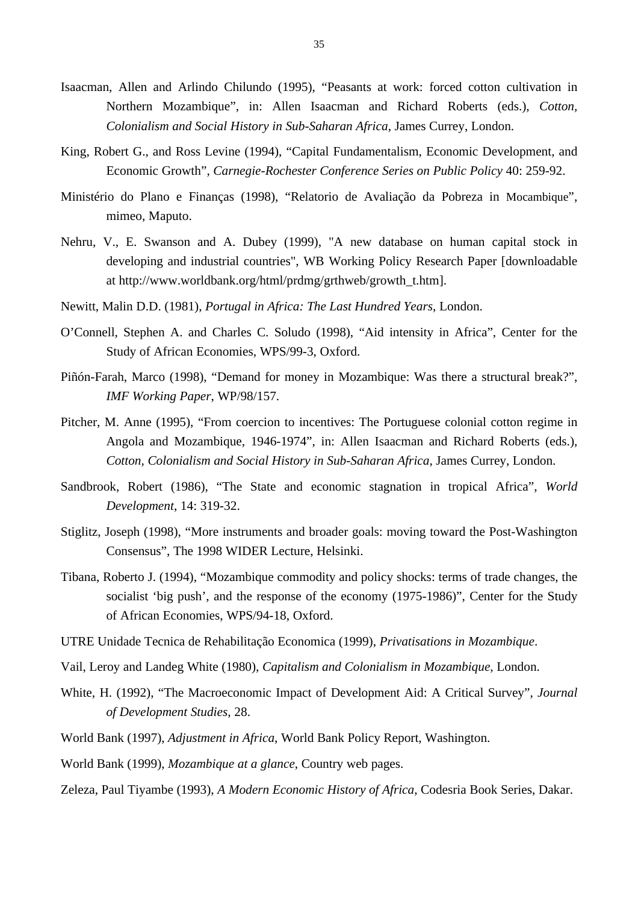Isaacman, Allen and Arlindo Chilundo (1995), “Peasants at work: forced cotton cultivation in Northern Mozambique”, in: Allen Isaacman and Richard Roberts (eds.), *Cotton, Colonialism and Social History in Sub-Saharan Africa*, James Currey, London.

King, Robert G., and Ross Levine (1994), “Capital Fundamentalism, Economic Development, and Economic Growth”, *Carnegie-Rochester Conference Series on Public Policy* 40: 259-92.

Ministério do Plano e Finanças (1998), “Relatorio de Avaliação da Pobreza in Mocambique”, mimeo, Maputo.

Nehru, V., E. Swanson and A. Dubey (1999), "A new database on human capital stock in developing and industrial countries", WB Working Policy Research Paper [downloadable at http://www.worldbank.org/html/prdmg/grthweb/growth_t.htm].

Newitt, Malin D.D. (1981), *Portugal in Africa: The Last Hundred Years*, London.

O’Connell, Stephen A. and Charles C. Soludo (1998), “Aid intensity in Africa”, Center for the Study of African Economies, WPS/99-3, Oxford.

Piñón-Farah, Marco (1998), “Demand for money in Mozambique: Was there a structural break?”, *IMF Working Paper*, WP/98/157.

Pitcher, M. Anne (1995), “From coercion to incentives: The Portuguese colonial cotton regime in Angola and Mozambique, 1946-1974”, in: Allen Isaacman and Richard Roberts (eds.), *Cotton, Colonialism and Social History in Sub-Saharan Africa*, James Currey, London.

Sandbrook, Robert (1986), “The State and economic stagnation in tropical Africa”, *World Development*, 14: 319-32.

Stiglitz, Joseph (1998), “More instruments and broader goals: moving toward the Post-Washington Consensus”, The 1998 WIDER Lecture, Helsinki.

Tibana, Roberto J. (1994), “Mozambique commodity and policy shocks: terms of trade changes, the socialist ‘big push’, and the response of the economy (1975-1986)”, Center for the Study of African Economies, WPS/94-18, Oxford.

UTRE Unidade Tecnica de Rehabilitação Economica (1999), *Privatisations in Mozambique*.

Vail, Leroy and Landeg White (1980), *Capitalism and Colonialism in Mozambique*, London.

White, H. (1992), “The Macroeconomic Impact of Development Aid: A Critical Survey”, *Journal of Development Studies*, 28.

World Bank (1997), *Adjustment in Africa*, World Bank Policy Report, Washington.

World Bank (1999), *Mozambique at a glance*, Country web pages.

Zeleza, Paul Tiyambe (1993), *A Modern Economic History of Africa*, Codesria Book Series, Dakar.